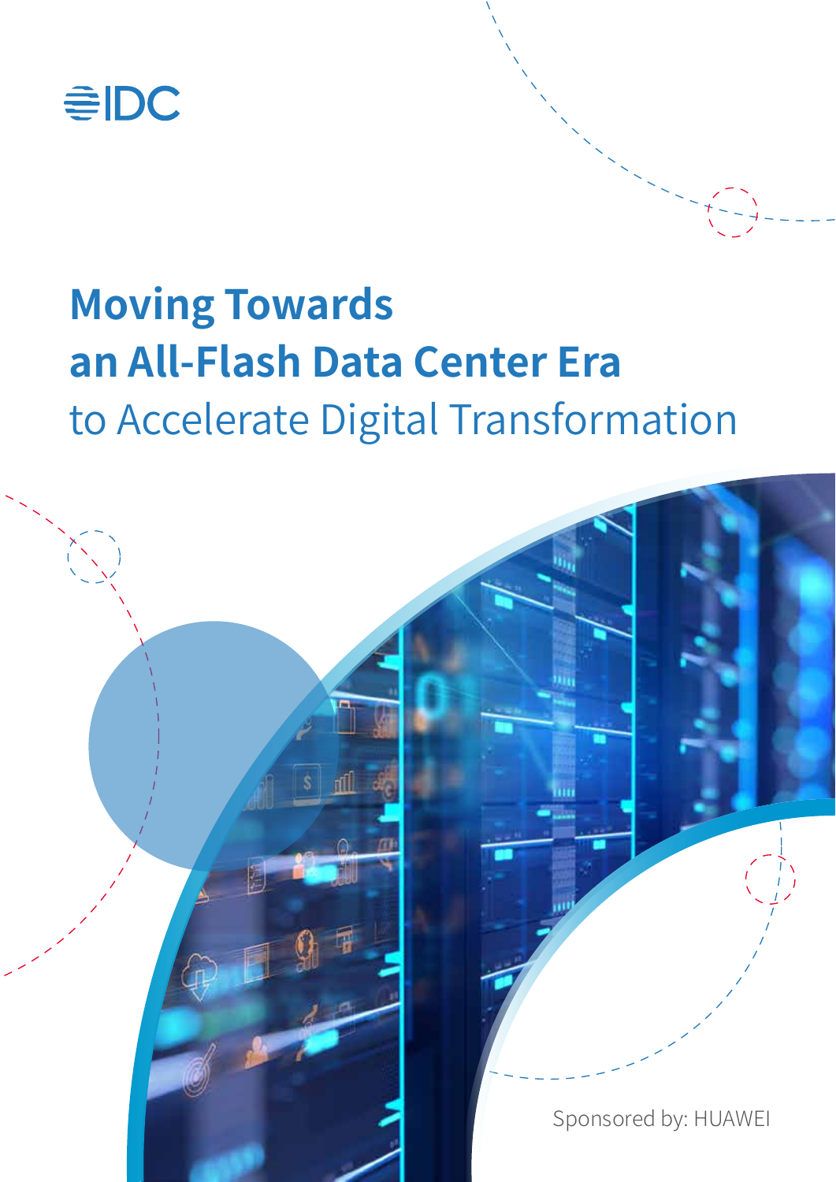IDC

# Moving Towards an All-Flash Data Center Era to Accelerate Digital Transformation

Sponsored by: HUAWEI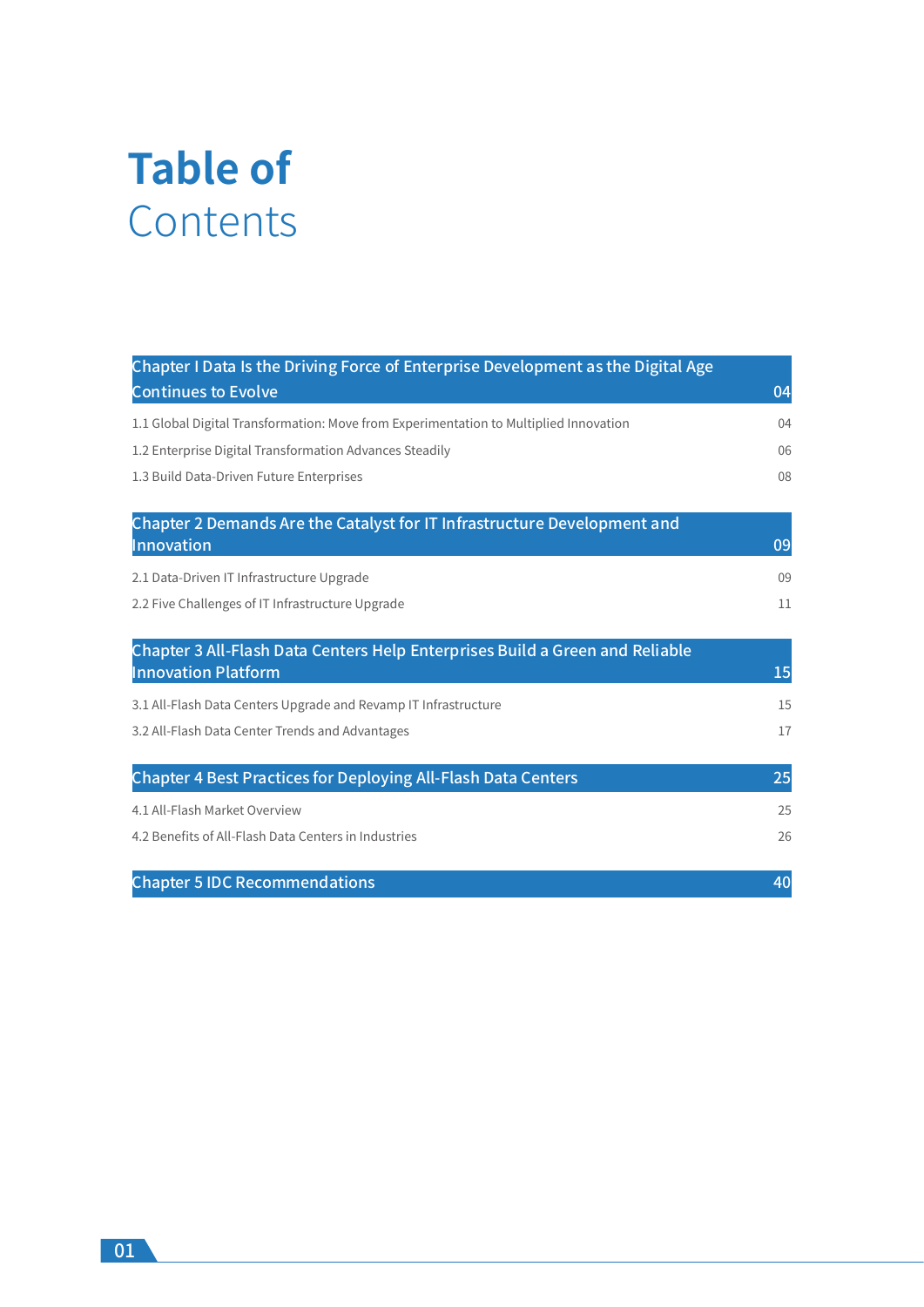# Table of Contents

| | |
|---|---|
| **Chapter I Data Is the Driving Force of Enterprise Development as the Digital Age Continues to Evolve** | **04** |
| 1.1 Global Digital Transformation: Move from Experimentation to Multiplied Innovation | 04 |
| 1.2 Enterprise Digital Transformation Advances Steadily | 06 |
| 1.3 Build Data-Driven Future Enterprises | 08 |
| **Chapter 2 Demands Are the Catalyst for IT Infrastructure Development and Innovation** | **09** |
| 2.1 Data-Driven IT Infrastructure Upgrade | 09 |
| 2.2 Five Challenges of IT Infrastructure Upgrade | 11 |
| **Chapter 3 All-Flash Data Centers Help Enterprises Build a Green and Reliable Innovation Platform** | **15** |
| 3.1 All-Flash Data Centers Upgrade and Revamp IT Infrastructure | 15 |
| 3.2 All-Flash Data Center Trends and Advantages | 17 |
| **Chapter 4 Best Practices for Deploying All-Flash Data Centers** | **25** |
| 4.1 All-Flash Market Overview | 25 |
| 4.2 Benefits of All-Flash Data Centers in Industries | 26 |
| **Chapter 5 IDC Recommendations** | **40** |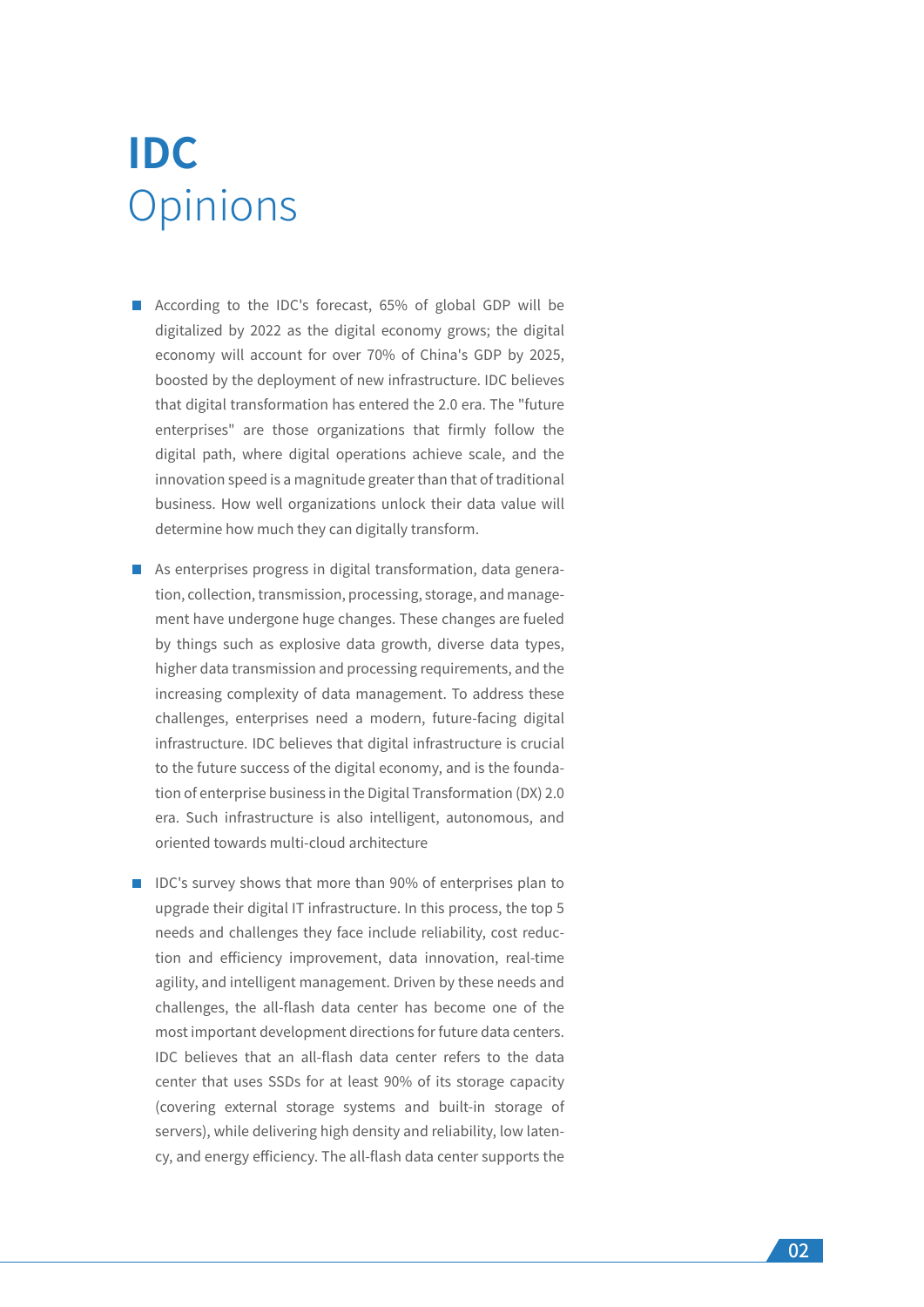# IDC Opinions

- According to the IDC's forecast, 65% of global GDP will be digitalized by 2022 as the digital economy grows; the digital economy will account for over 70% of China's GDP by 2025, boosted by the deployment of new infrastructure. IDC believes that digital transformation has entered the 2.0 era. The "future enterprises" are those organizations that firmly follow the digital path, where digital operations achieve scale, and the innovation speed is a magnitude greater than that of traditional business. How well organizations unlock their data value will determine how much they can digitally transform.

- As enterprises progress in digital transformation, data generation, collection, transmission, processing, storage, and management have undergone huge changes. These changes are fueled by things such as explosive data growth, diverse data types, higher data transmission and processing requirements, and the increasing complexity of data management. To address these challenges, enterprises need a modern, future-facing digital infrastructure. IDC believes that digital infrastructure is crucial to the future success of the digital economy, and is the foundation of enterprise business in the Digital Transformation (DX) 2.0 era. Such infrastructure is also intelligent, autonomous, and oriented towards multi-cloud architecture

- IDC's survey shows that more than 90% of enterprises plan to upgrade their digital IT infrastructure. In this process, the top 5 needs and challenges they face include reliability, cost reduction and efficiency improvement, data innovation, real-time agility, and intelligent management. Driven by these needs and challenges, the all-flash data center has become one of the most important development directions for future data centers. IDC believes that an all-flash data center refers to the data center that uses SSDs for at least 90% of its storage capacity (covering external storage systems and built-in storage of servers), while delivering high density and reliability, low latency, and energy efficiency. The all-flash data center supports the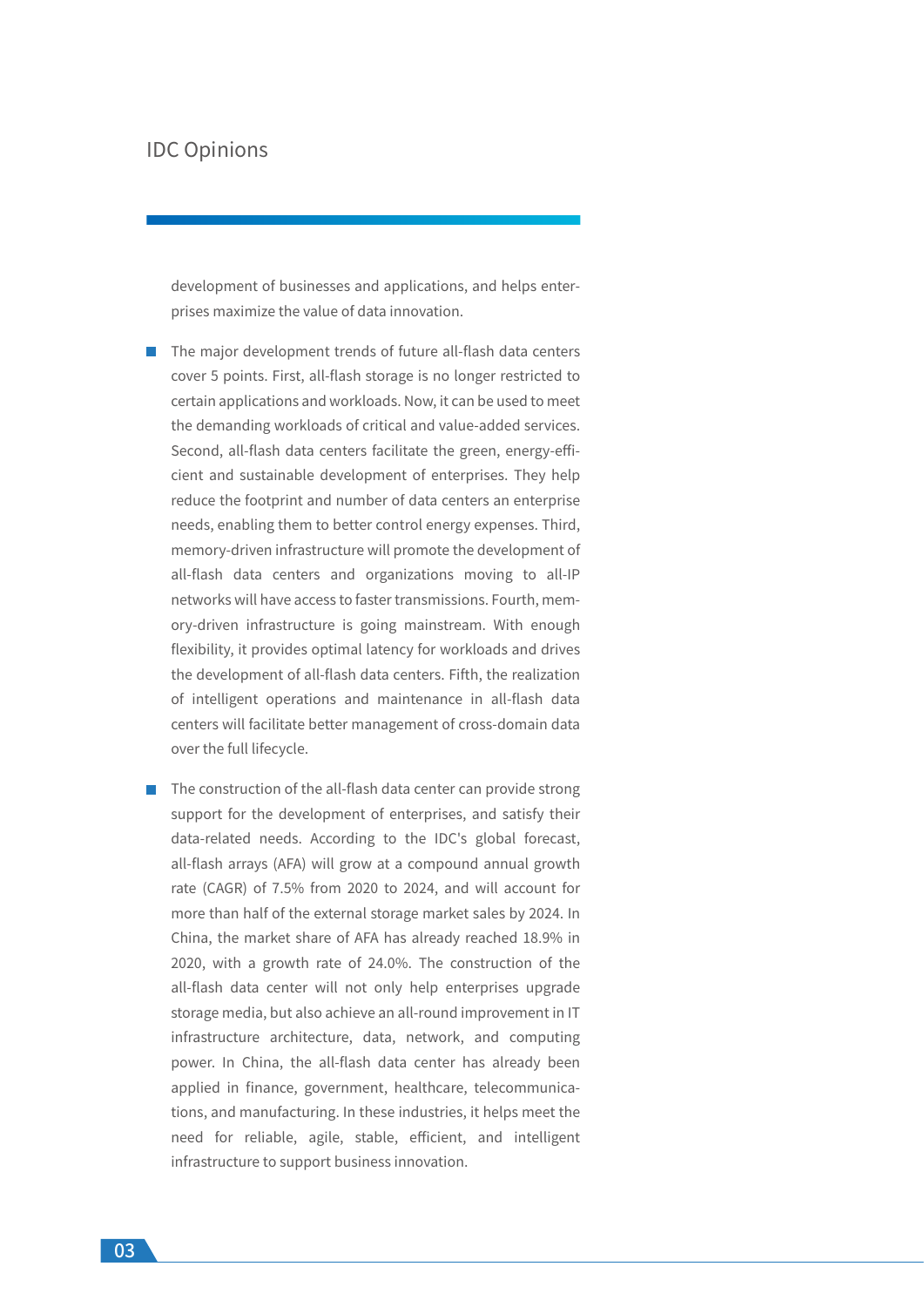## IDC Opinions

development of businesses and applications, and helps enterprises maximize the value of data innovation.

- The major development trends of future all-flash data centers cover 5 points. First, all-flash storage is no longer restricted to certain applications and workloads. Now, it can be used to meet the demanding workloads of critical and value-added services. Second, all-flash data centers facilitate the green, energy-efficient and sustainable development of enterprises. They help reduce the footprint and number of data centers an enterprise needs, enabling them to better control energy expenses. Third, memory-driven infrastructure will promote the development of all-flash data centers and organizations moving to all-IP networks will have access to faster transmissions. Fourth, memory-driven infrastructure is going mainstream. With enough flexibility, it provides optimal latency for workloads and drives the development of all-flash data centers. Fifth, the realization of intelligent operations and maintenance in all-flash data centers will facilitate better management of cross-domain data over the full lifecycle.

- The construction of the all-flash data center can provide strong support for the development of enterprises, and satisfy their data-related needs. According to the IDC's global forecast, all-flash arrays (AFA) will grow at a compound annual growth rate (CAGR) of 7.5% from 2020 to 2024, and will account for more than half of the external storage market sales by 2024. In China, the market share of AFA has already reached 18.9% in 2020, with a growth rate of 24.0%. The construction of the all-flash data center will not only help enterprises upgrade storage media, but also achieve an all-round improvement in IT infrastructure architecture, data, network, and computing power. In China, the all-flash data center has already been applied in finance, government, healthcare, telecommunications, and manufacturing. In these industries, it helps meet the need for reliable, agile, stable, efficient, and intelligent infrastructure to support business innovation.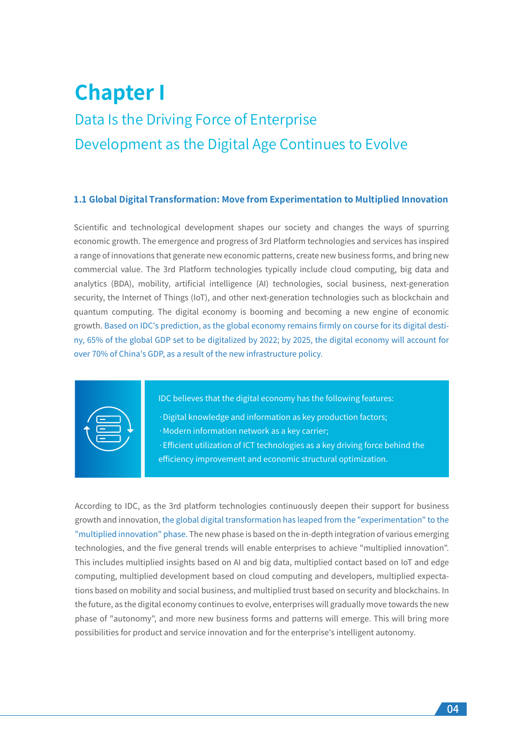# Chapter I

## Data Is the Driving Force of Enterprise Development as the Digital Age Continues to Evolve

### 1.1 Global Digital Transformation: Move from Experimentation to Multiplied Innovation

Scientific and technological development shapes our society and changes the ways of spurring economic growth. The emergence and progress of 3rd Platform technologies and services has inspired a range of innovations that generate new economic patterns, create new business forms, and bring new commercial value. The 3rd Platform technologies typically include cloud computing, big data and analytics (BDA), mobility, artificial intelligence (AI) technologies, social business, next-generation security, the Internet of Things (IoT), and other next-generation technologies such as blockchain and quantum computing. The digital economy is booming and becoming a new engine of economic growth. Based on IDC's prediction, as the global economy remains firmly on course for its digital destiny, 65% of the global GDP set to be digitalized by 2022; by 2025, the digital economy will account for over 70% of China's GDP, as a result of the new infrastructure policy.

IDC believes that the digital economy has the following features:

· Digital knowledge and information as key production factors;

· Modern information network as a key carrier;

· Efficient utilization of ICT technologies as a key driving force behind the efficiency improvement and economic structural optimization.

According to IDC, as the 3rd platform technologies continuously deepen their support for business growth and innovation, the global digital transformation has leaped from the "experimentation" to the "multiplied innovation" phase. The new phase is based on the in-depth integration of various emerging technologies, and the five general trends will enable enterprises to achieve "multiplied innovation". This includes multiplied insights based on AI and big data, multiplied contact based on IoT and edge computing, multiplied development based on cloud computing and developers, multiplied expectations based on mobility and social business, and multiplied trust based on security and blockchains. In the future, as the digital economy continues to evolve, enterprises will gradually move towards the new phase of "autonomy", and more new business forms and patterns will emerge. This will bring more possibilities for product and service innovation and for the enterprise's intelligent autonomy.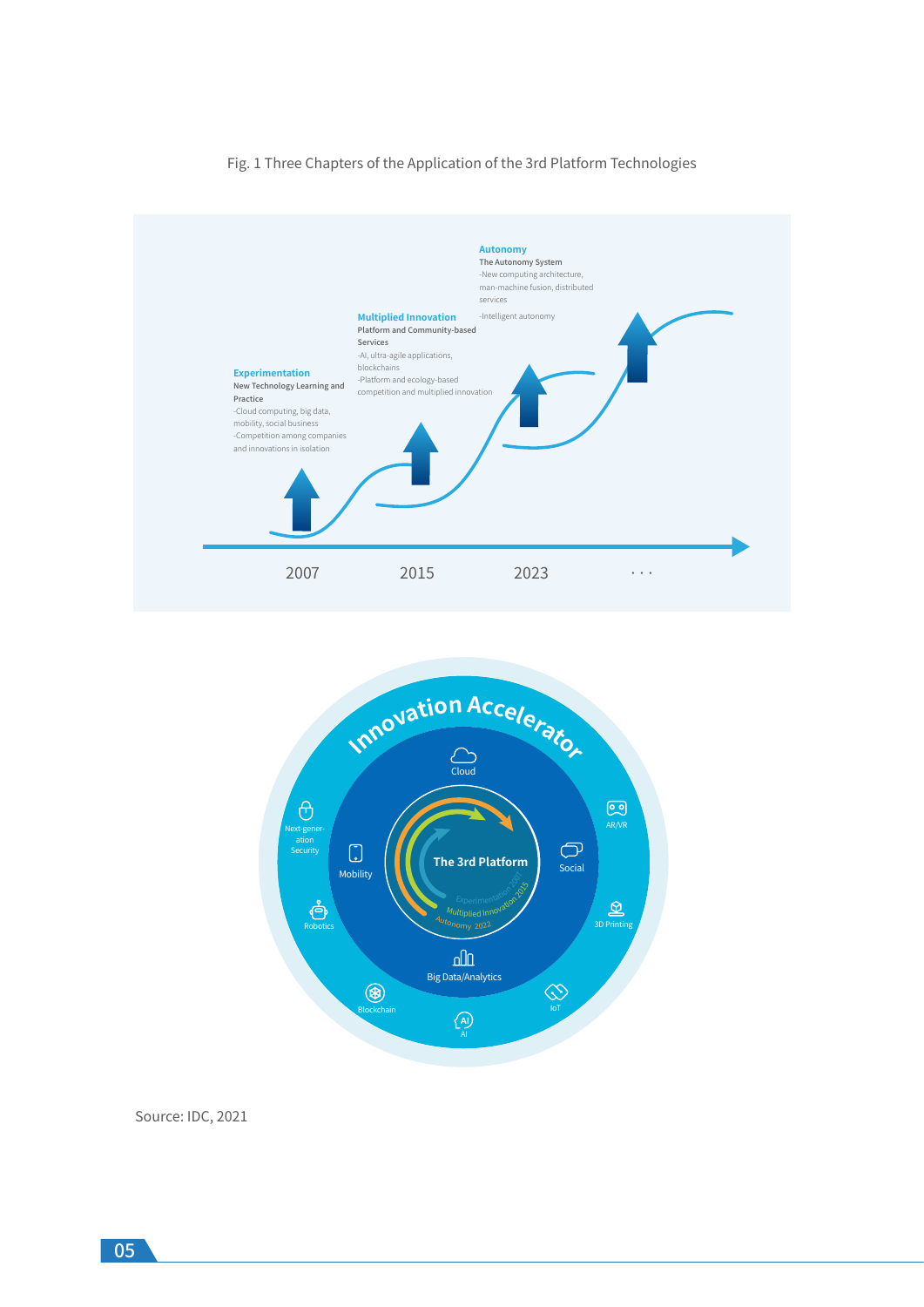Fig. 1 Three Chapters of the Application of the 3rd Platform Technologies

**Experimentation**
New Technology Learning and Practice
-Cloud computing, big data, mobility, social business
-Competition among companies and innovations in isolation

**Multiplied Innovation**
Platform and Community-based Services
-AI, ultra-agile applications, blockchains
-Platform and ecology-based competition and multiplied innovation

**Autonomy**
The Autonomy System
-New computing architecture, man-machine fusion, distributed services
-Intelligent autonomy

2007 2015 2023 · · ·

Innovation Accelerator

Cloud, Mobility, Social, Big Data/Analytics

The 3rd Platform

Experimentation 2007, Multiplied Innovation 2015, Autonomy 2022

Next-generation Security, AR/VR, Robotics, 3D Printing, Blockchain, IoT, AI

Source: IDC, 2021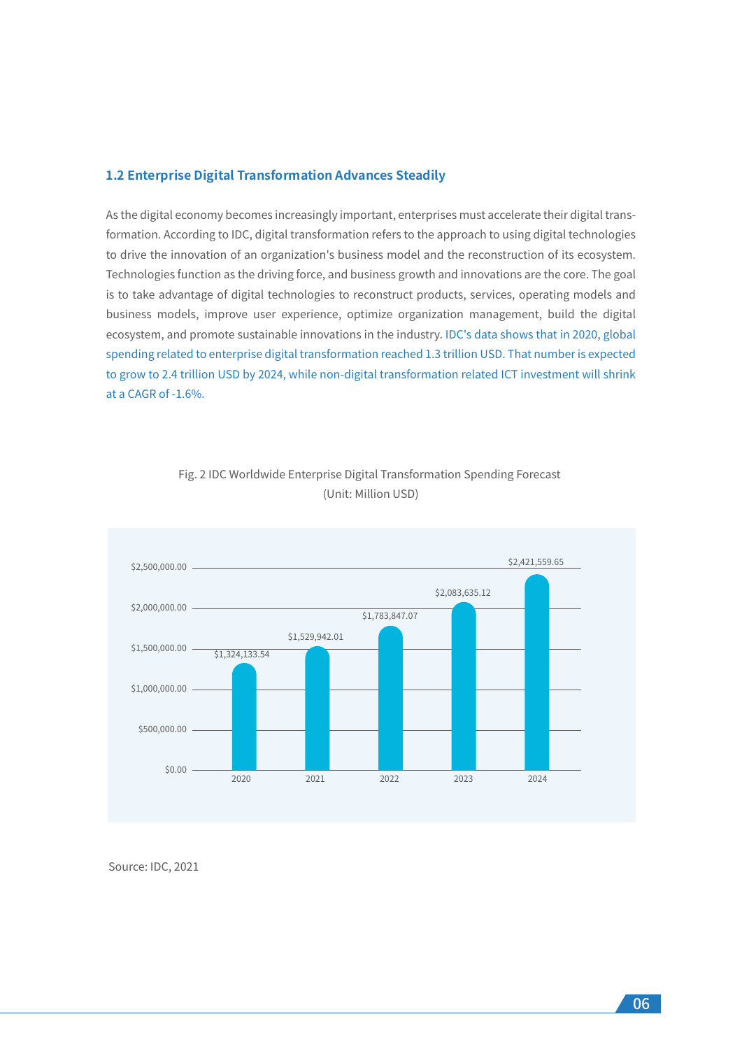## 1.2 Enterprise Digital Transformation Advances Steadily

As the digital economy becomes increasingly important, enterprises must accelerate their digital transformation. According to IDC, digital transformation refers to the approach to using digital technologies to drive the innovation of an organization's business model and the reconstruction of its ecosystem. Technologies function as the driving force, and business growth and innovations are the core. The goal is to take advantage of digital technologies to reconstruct products, services, operating models and business models, improve user experience, optimize organization management, build the digital ecosystem, and promote sustainable innovations in the industry. IDC's data shows that in 2020, global spending related to enterprise digital transformation reached 1.3 trillion USD. That number is expected to grow to 2.4 trillion USD by 2024, while non-digital transformation related ICT investment will shrink at a CAGR of -1.6%.

Fig. 2 IDC Worldwide Enterprise Digital Transformation Spending Forecast
(Unit: Million USD)

| Year | Spending |
|---|---|
| 2020 | $1,324,133.54 |
| 2021 | $1,529,942.01 |
| 2022 | $1,783,847.07 |
| 2023 | $2,083,635.12 |
| 2024 | $2,421,559.65 |

Source: IDC, 2021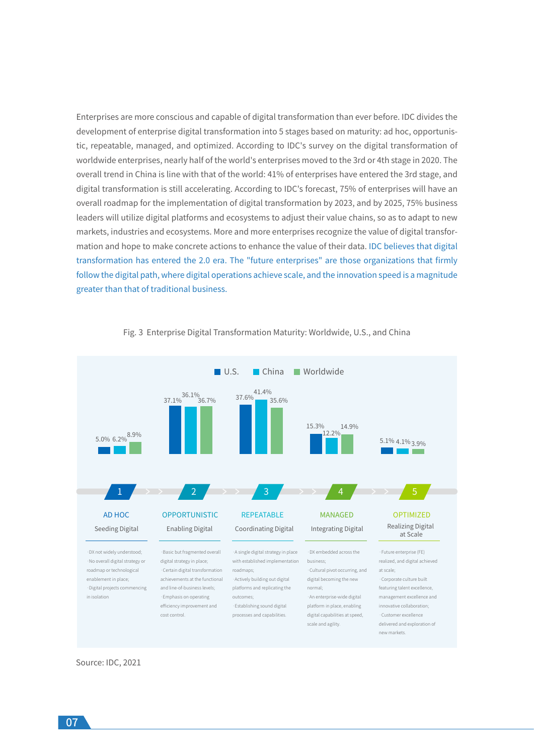Enterprises are more conscious and capable of digital transformation than ever before. IDC divides the development of enterprise digital transformation into 5 stages based on maturity: ad hoc, opportunistic, repeatable, managed, and optimized. According to IDC's survey on the digital transformation of worldwide enterprises, nearly half of the world's enterprises moved to the 3rd or 4th stage in 2020. The overall trend in China is line with that of the world: 41% of enterprises have entered the 3rd stage, and digital transformation is still accelerating. According to IDC's forecast, 75% of enterprises will have an overall roadmap for the implementation of digital transformation by 2023, and by 2025, 75% business leaders will utilize digital platforms and ecosystems to adjust their value chains, so as to adapt to new markets, industries and ecosystems. More and more enterprises recognize the value of digital transformation and hope to make concrete actions to enhance the value of their data. IDC believes that digital transformation has entered the 2.0 era. The "future enterprises" are those organizations that firmly follow the digital path, where digital operations achieve scale, and the innovation speed is a magnitude greater than that of traditional business.

Fig. 3 Enterprise Digital Transformation Maturity: Worldwide, U.S., and China

| Stage | U.S. | China | Worldwide |
|---|---|---|---|
| 1 AD HOC – Seeding Digital | 5.0% | 6.2% | 8.9% |
| 2 OPPORTUNISTIC – Enabling Digital | 37.1% | 36.1% | 36.7% |
| 3 REPEATABLE – Coordinating Digital | 37.6% | 41.4% | 35.6% |
| 4 MANAGED – Integrating Digital | 15.3% | 12.2% | 14.9% |
| 5 OPTIMIZED – Realizing Digital at Scale | 5.1% | 4.1% | 3.9% |

**1 AD HOC – Seeding Digital**
- DX not widely understood;
- No overall digital strategy or roadmap or technological enablement in place;
- Digital projects commencing in isolation

**2 OPPORTUNISTIC – Enabling Digital**
- Basic but fragmented overall digital strategy in place;
- Certain digital transformation achievements at the functional and line-of-business levels;
- Emphasis on operating efficiency improvement and cost control.

**3 REPEATABLE – Coordinating Digital**
- A single digital strategy in place with established implementation roadmaps;
- Actively building out digital platforms and replicating the outcomes;
- Establishing sound digital processes and capabilities.

**4 MANAGED – Integrating Digital**
- DX embedded across the business;
- Cultural pivot occurring, and digital becoming the new normal;
- An enterprise-wide digital platform in place, enabling digital capabilities at speed, scale and agility.

**5 OPTIMIZED – Realizing Digital at Scale**
- Future enterprise (FE) realized, and digital achieved at scale;
- Corporate culture built featuring talent excellence, management excellence and innovative collaboration;
- Customer excellence delivered and exploration of new markets.

Source: IDC, 2021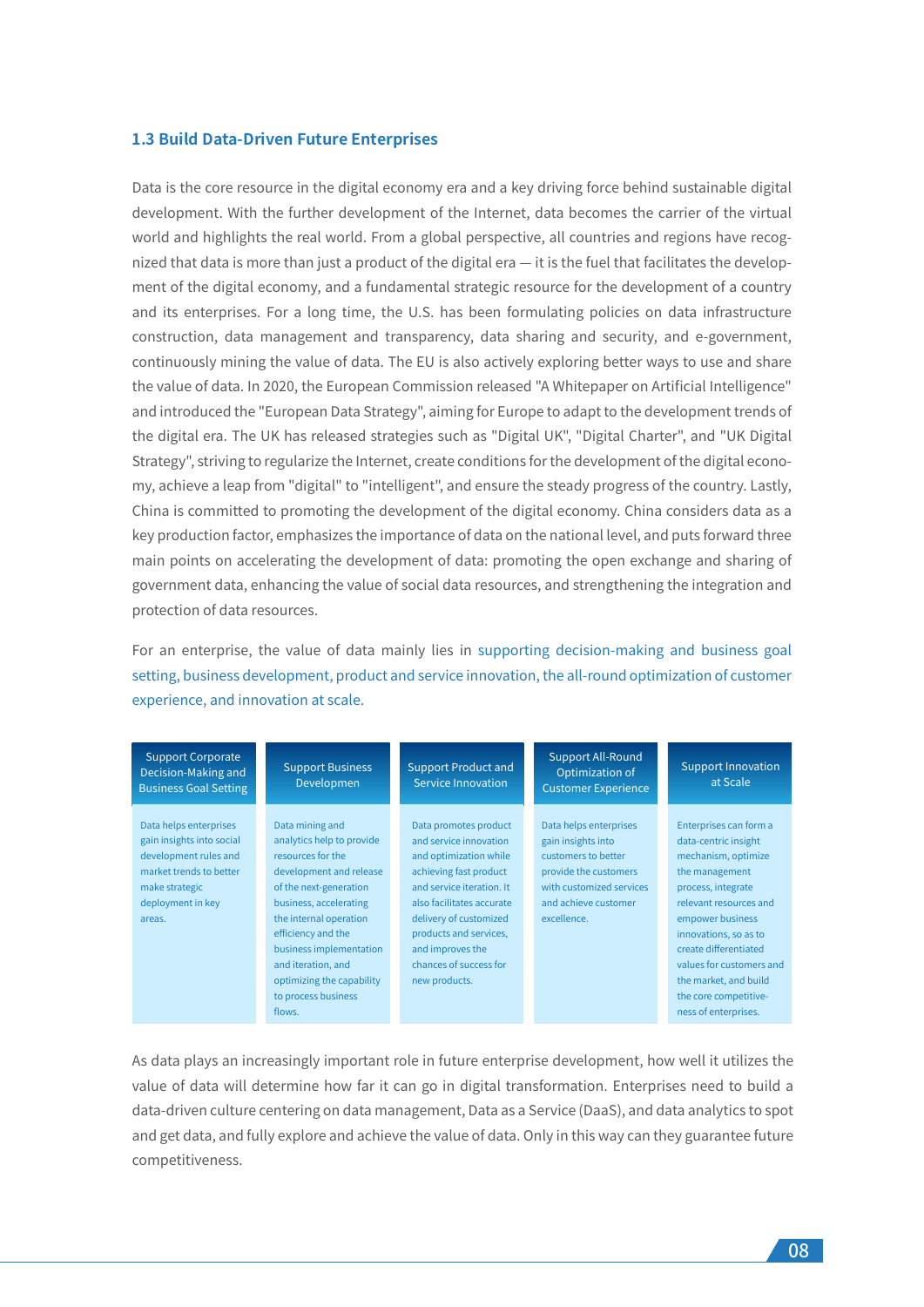### 1.3 Build Data-Driven Future Enterprises

Data is the core resource in the digital economy era and a key driving force behind sustainable digital development. With the further development of the Internet, data becomes the carrier of the virtual world and highlights the real world. From a global perspective, all countries and regions have recognized that data is more than just a product of the digital era — it is the fuel that facilitates the development of the digital economy, and a fundamental strategic resource for the development of a country and its enterprises. For a long time, the U.S. has been formulating policies on data infrastructure construction, data management and transparency, data sharing and security, and e-government, continuously mining the value of data. The EU is also actively exploring better ways to use and share the value of data. In 2020, the European Commission released "A Whitepaper on Artificial Intelligence" and introduced the "European Data Strategy", aiming for Europe to adapt to the development trends of the digital era. The UK has released strategies such as "Digital UK", "Digital Charter", and "UK Digital Strategy", striving to regularize the Internet, create conditions for the development of the digital economy, achieve a leap from "digital" to "intelligent", and ensure the steady progress of the country. Lastly, China is committed to promoting the development of the digital economy. China considers data as a key production factor, emphasizes the importance of data on the national level, and puts forward three main points on accelerating the development of data: promoting the open exchange and sharing of government data, enhancing the value of social data resources, and strengthening the integration and protection of data resources.

For an enterprise, the value of data mainly lies in supporting decision-making and business goal setting, business development, product and service innovation, the all-round optimization of customer experience, and innovation at scale.

| Support Corporate Decision-Making and Business Goal Setting | Support Business Developmen | Support Product and Service Innovation | Support All-Round Optimization of Customer Experience | Support Innovation at Scale |
|---|---|---|---|---|
| Data helps enterprises gain insights into social development rules and market trends to better make strategic deployment in key areas. | Data mining and analytics help to provide resources for the development and release of the next-generation business, accelerating the internal operation efficiency and the business implementation and iteration, and optimizing the capability to process business flows. | Data promotes product and service innovation and optimization while achieving fast product and service iteration. It also facilitates accurate delivery of customized products and services, and improves the chances of success for new products. | Data helps enterprises gain insights into customers to better provide the customers with customized services and achieve customer excellence. | Enterprises can form a data-centric insight mechanism, optimize the management process, integrate relevant resources and empower business innovations, so as to create differentiated values for customers and the market, and build the core competitiveness of enterprises. |

As data plays an increasingly important role in future enterprise development, how well it utilizes the value of data will determine how far it can go in digital transformation. Enterprises need to build a data-driven culture centering on data management, Data as a Service (DaaS), and data analytics to spot and get data, and fully explore and achieve the value of data. Only in this way can they guarantee future competitiveness.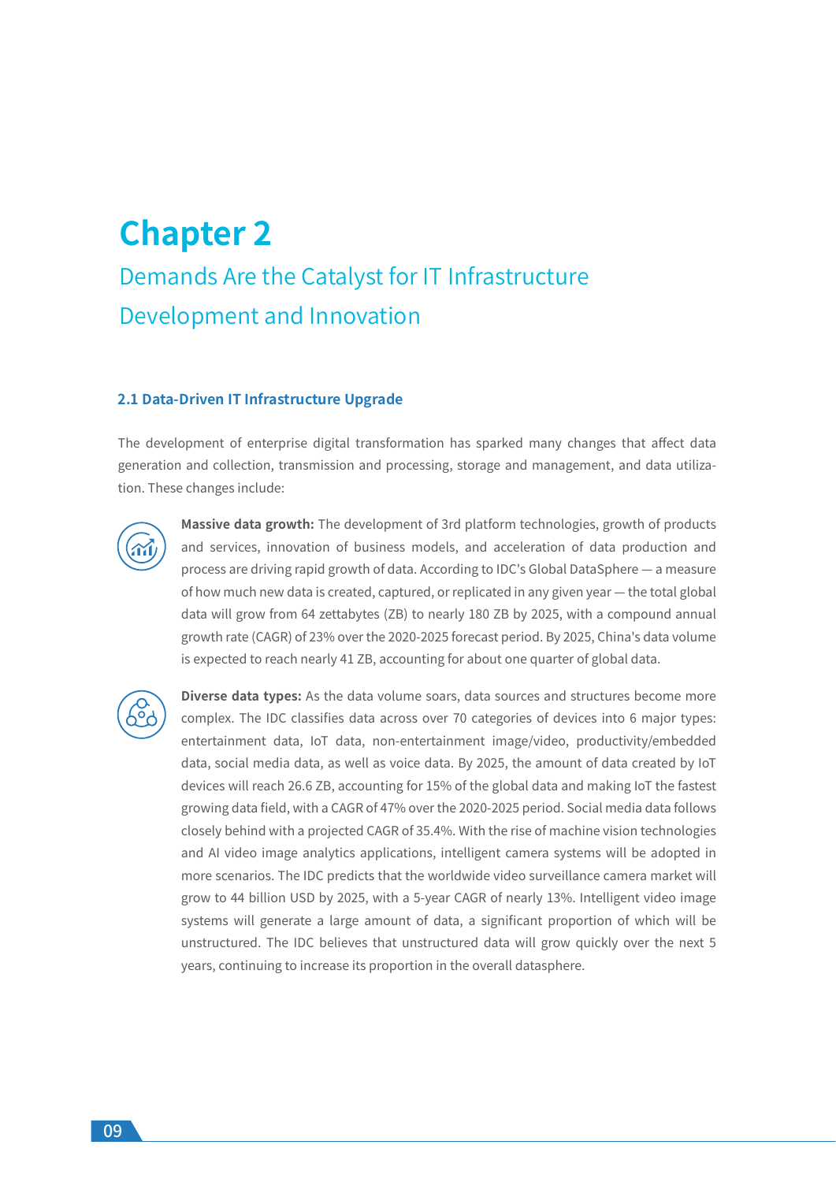# Chapter 2

## Demands Are the Catalyst for IT Infrastructure Development and Innovation

### 2.1 Data-Driven IT Infrastructure Upgrade

The development of enterprise digital transformation has sparked many changes that affect data generation and collection, transmission and processing, storage and management, and data utilization. These changes include:

**Massive data growth:** The development of 3rd platform technologies, growth of products and services, innovation of business models, and acceleration of data production and process are driving rapid growth of data. According to IDC's Global DataSphere — a measure of how much new data is created, captured, or replicated in any given year — the total global data will grow from 64 zettabytes (ZB) to nearly 180 ZB by 2025, with a compound annual growth rate (CAGR) of 23% over the 2020-2025 forecast period. By 2025, China's data volume is expected to reach nearly 41 ZB, accounting for about one quarter of global data.

**Diverse data types:** As the data volume soars, data sources and structures become more complex. The IDC classifies data across over 70 categories of devices into 6 major types: entertainment data, IoT data, non-entertainment image/video, productivity/embedded data, social media data, as well as voice data. By 2025, the amount of data created by IoT devices will reach 26.6 ZB, accounting for 15% of the global data and making IoT the fastest growing data field, with a CAGR of 47% over the 2020-2025 period. Social media data follows closely behind with a projected CAGR of 35.4%. With the rise of machine vision technologies and AI video image analytics applications, intelligent camera systems will be adopted in more scenarios. The IDC predicts that the worldwide video surveillance camera market will grow to 44 billion USD by 2025, with a 5-year CAGR of nearly 13%. Intelligent video image systems will generate a large amount of data, a significant proportion of which will be unstructured. The IDC believes that unstructured data will grow quickly over the next 5 years, continuing to increase its proportion in the overall datasphere.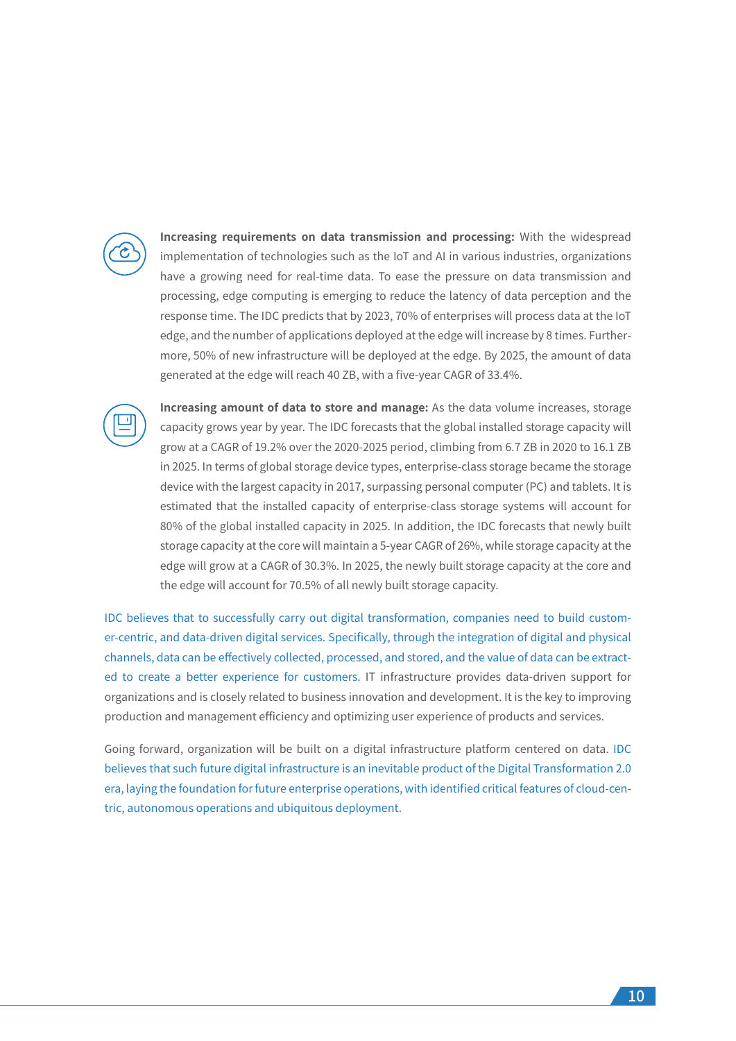**Increasing requirements on data transmission and processing:** With the widespread implementation of technologies such as the IoT and AI in various industries, organizations have a growing need for real-time data. To ease the pressure on data transmission and processing, edge computing is emerging to reduce the latency of data perception and the response time. The IDC predicts that by 2023, 70% of enterprises will process data at the IoT edge, and the number of applications deployed at the edge will increase by 8 times. Furthermore, 50% of new infrastructure will be deployed at the edge. By 2025, the amount of data generated at the edge will reach 40 ZB, with a five-year CAGR of 33.4%.

**Increasing amount of data to store and manage:** As the data volume increases, storage capacity grows year by year. The IDC forecasts that the global installed storage capacity will grow at a CAGR of 19.2% over the 2020-2025 period, climbing from 6.7 ZB in 2020 to 16.1 ZB in 2025. In terms of global storage device types, enterprise-class storage became the storage device with the largest capacity in 2017, surpassing personal computer (PC) and tablets. It is estimated that the installed capacity of enterprise-class storage systems will account for 80% of the global installed capacity in 2025. In addition, the IDC forecasts that newly built storage capacity at the core will maintain a 5-year CAGR of 26%, while storage capacity at the edge will grow at a CAGR of 30.3%. In 2025, the newly built storage capacity at the core and the edge will account for 70.5% of all newly built storage capacity.

IDC believes that to successfully carry out digital transformation, companies need to build customer-centric, and data-driven digital services. Specifically, through the integration of digital and physical channels, data can be effectively collected, processed, and stored, and the value of data can be extracted to create a better experience for customers. IT infrastructure provides data-driven support for organizations and is closely related to business innovation and development. It is the key to improving production and management efficiency and optimizing user experience of products and services.

Going forward, organization will be built on a digital infrastructure platform centered on data. IDC believes that such future digital infrastructure is an inevitable product of the Digital Transformation 2.0 era, laying the foundation for future enterprise operations, with identified critical features of cloud-centric, autonomous operations and ubiquitous deployment.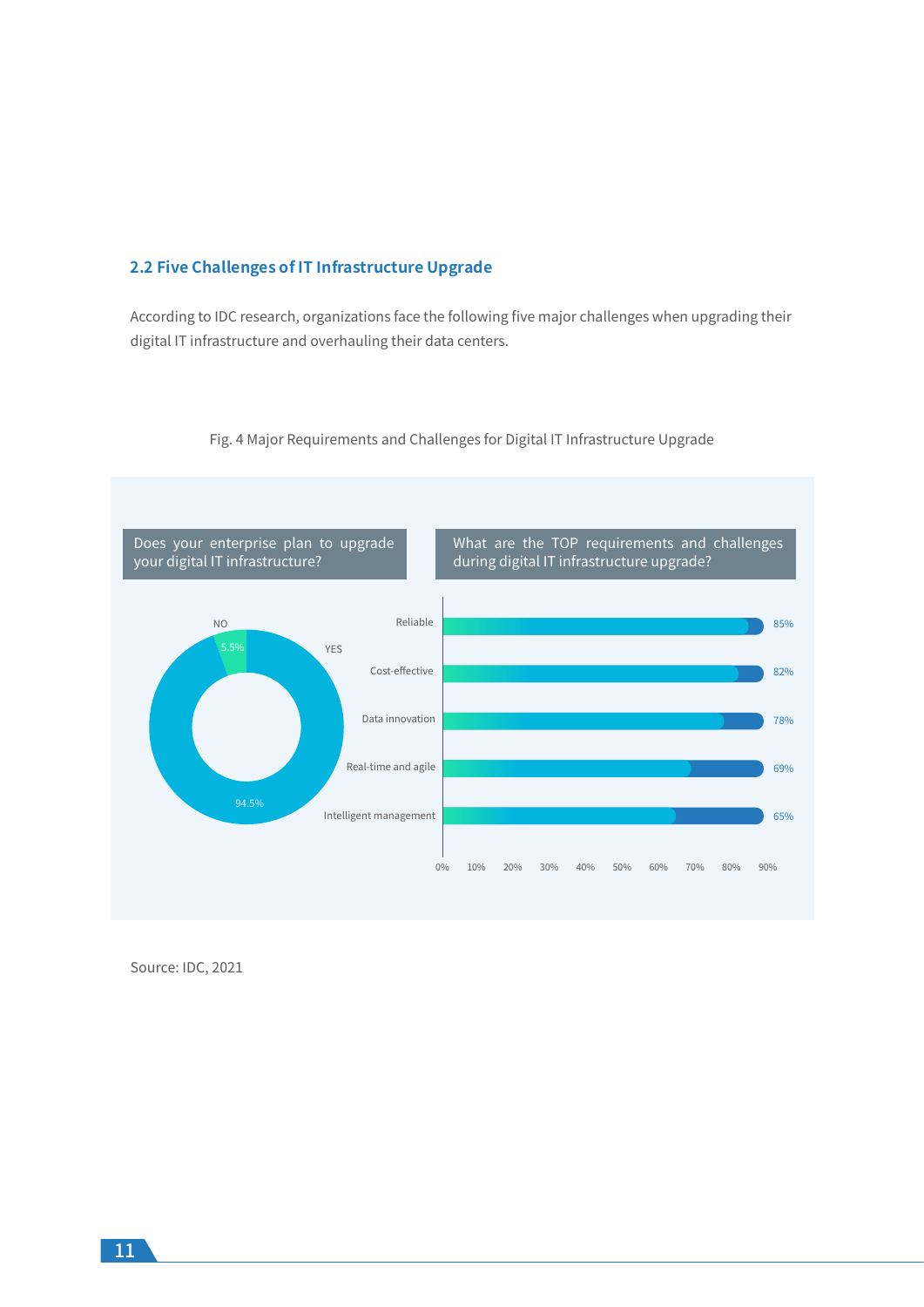## 2.2 Five Challenges of IT Infrastructure Upgrade

According to IDC research, organizations face the following five major challenges when upgrading their digital IT infrastructure and overhauling their data centers.

Fig. 4 Major Requirements and Challenges for Digital IT Infrastructure Upgrade

**Does your enterprise plan to upgrade your digital IT infrastructure?**

| Answer | Share |
|---|---|
| YES | 94.5% |
| NO | 5.5% |

**What are the TOP requirements and challenges during digital IT infrastructure upgrade?**

| Requirement | Share |
|---|---|
| Reliable | 85% |
| Cost-effective | 82% |
| Data innovation | 78% |
| Real-time and agile | 69% |
| Intelligent management | 65% |

Source: IDC, 2021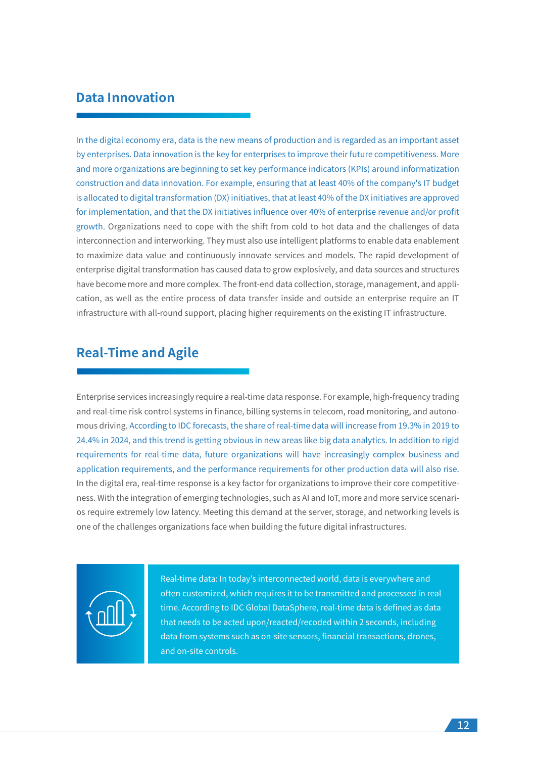## Data Innovation

In the digital economy era, data is the new means of production and is regarded as an important asset by enterprises. Data innovation is the key for enterprises to improve their future competitiveness. More and more organizations are beginning to set key performance indicators (KPIs) around informatization construction and data innovation. For example, ensuring that at least 40% of the company's IT budget is allocated to digital transformation (DX) initiatives, that at least 40% of the DX initiatives are approved for implementation, and that the DX initiatives influence over 40% of enterprise revenue and/or profit growth. Organizations need to cope with the shift from cold to hot data and the challenges of data interconnection and interworking. They must also use intelligent platforms to enable data enablement to maximize data value and continuously innovate services and models. The rapid development of enterprise digital transformation has caused data to grow explosively, and data sources and structures have become more and more complex. The front-end data collection, storage, management, and application, as well as the entire process of data transfer inside and outside an enterprise require an IT infrastructure with all-round support, placing higher requirements on the existing IT infrastructure.

## Real-Time and Agile

Enterprise services increasingly require a real-time data response. For example, high-frequency trading and real-time risk control systems in finance, billing systems in telecom, road monitoring, and autonomous driving. According to IDC forecasts, the share of real-time data will increase from 19.3% in 2019 to 24.4% in 2024, and this trend is getting obvious in new areas like big data analytics. In addition to rigid requirements for real-time data, future organizations will have increasingly complex business and application requirements, and the performance requirements for other production data will also rise. In the digital era, real-time response is a key factor for organizations to improve their core competitiveness. With the integration of emerging technologies, such as AI and IoT, more and more service scenarios require extremely low latency. Meeting this demand at the server, storage, and networking levels is one of the challenges organizations face when building the future digital infrastructures.

Real-time data: In today's interconnected world, data is everywhere and often customized, which requires it to be transmitted and processed in real time. According to IDC Global DataSphere, real-time data is defined as data that needs to be acted upon/reacted/recoded within 2 seconds, including data from systems such as on-site sensors, financial transactions, drones, and on-site controls.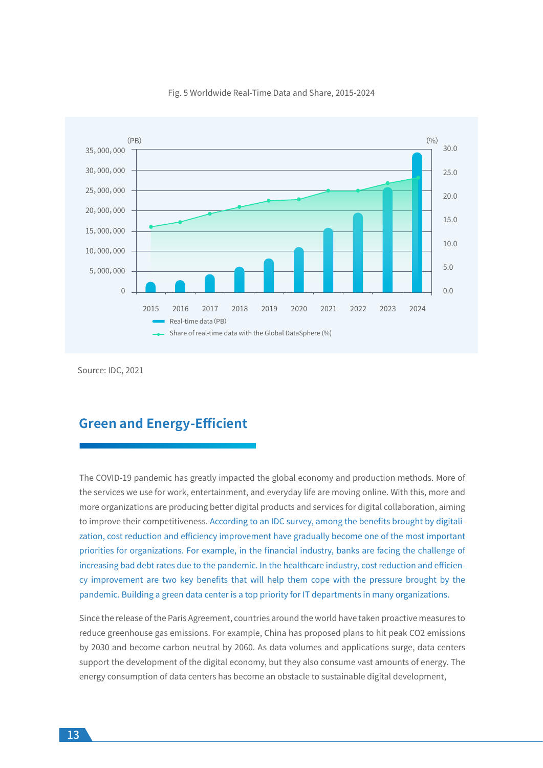Fig. 5 Worldwide Real-Time Data and Share, 2015-2024

Source: IDC, 2021

## Green and Energy-Efficient

The COVID-19 pandemic has greatly impacted the global economy and production methods. More of the services we use for work, entertainment, and everyday life are moving online. With this, more and more organizations are producing better digital products and services for digital collaboration, aiming to improve their competitiveness. According to an IDC survey, among the benefits brought by digitalization, cost reduction and efficiency improvement have gradually become one of the most important priorities for organizations. For example, in the financial industry, banks are facing the challenge of increasing bad debt rates due to the pandemic. In the healthcare industry, cost reduction and efficiency improvement are two key benefits that will help them cope with the pressure brought by the pandemic. Building a green data center is a top priority for IT departments in many organizations.

Since the release of the Paris Agreement, countries around the world have taken proactive measures to reduce greenhouse gas emissions. For example, China has proposed plans to hit peak $CO_2$ emissions by 2030 and become carbon neutral by 2060. As data volumes and applications surge, data centers support the development of the digital economy, but they also consume vast amounts of energy. The energy consumption of data centers has become an obstacle to sustainable digital development,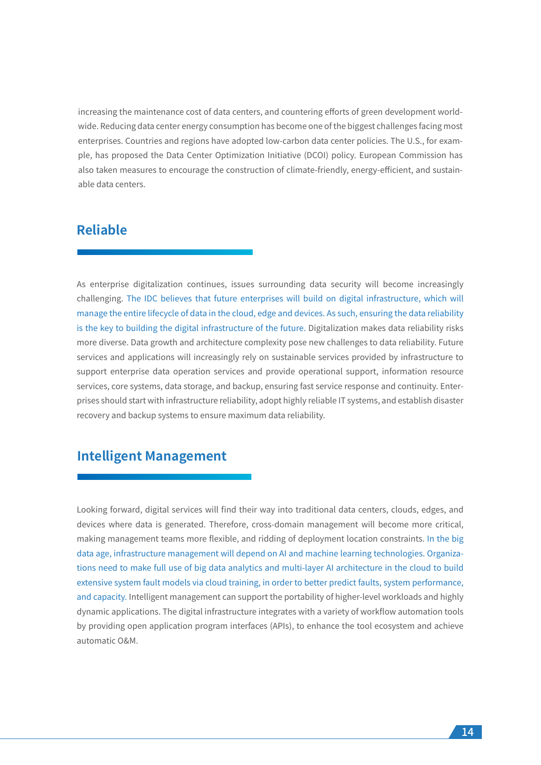increasing the maintenance cost of data centers, and countering efforts of green development worldwide. Reducing data center energy consumption has become one of the biggest challenges facing most enterprises. Countries and regions have adopted low-carbon data center policies. The U.S., for example, has proposed the Data Center Optimization Initiative (DCOI) policy. European Commission has also taken measures to encourage the construction of climate-friendly, energy-efficient, and sustainable data centers.

## Reliable

As enterprise digitalization continues, issues surrounding data security will become increasingly challenging. The IDC believes that future enterprises will build on digital infrastructure, which will manage the entire lifecycle of data in the cloud, edge and devices. As such, ensuring the data reliability is the key to building the digital infrastructure of the future. Digitalization makes data reliability risks more diverse. Data growth and architecture complexity pose new challenges to data reliability. Future services and applications will increasingly rely on sustainable services provided by infrastructure to support enterprise data operation services and provide operational support, information resource services, core systems, data storage, and backup, ensuring fast service response and continuity. Enterprises should start with infrastructure reliability, adopt highly reliable IT systems, and establish disaster recovery and backup systems to ensure maximum data reliability.

## Intelligent Management

Looking forward, digital services will find their way into traditional data centers, clouds, edges, and devices where data is generated. Therefore, cross-domain management will become more critical, making management teams more flexible, and ridding of deployment location constraints. In the big data age, infrastructure management will depend on AI and machine learning technologies. Organizations need to make full use of big data analytics and multi-layer AI architecture in the cloud to build extensive system fault models via cloud training, in order to better predict faults, system performance, and capacity. Intelligent management can support the portability of higher-level workloads and highly dynamic applications. The digital infrastructure integrates with a variety of workflow automation tools by providing open application program interfaces (APIs), to enhance the tool ecosystem and achieve automatic O&M.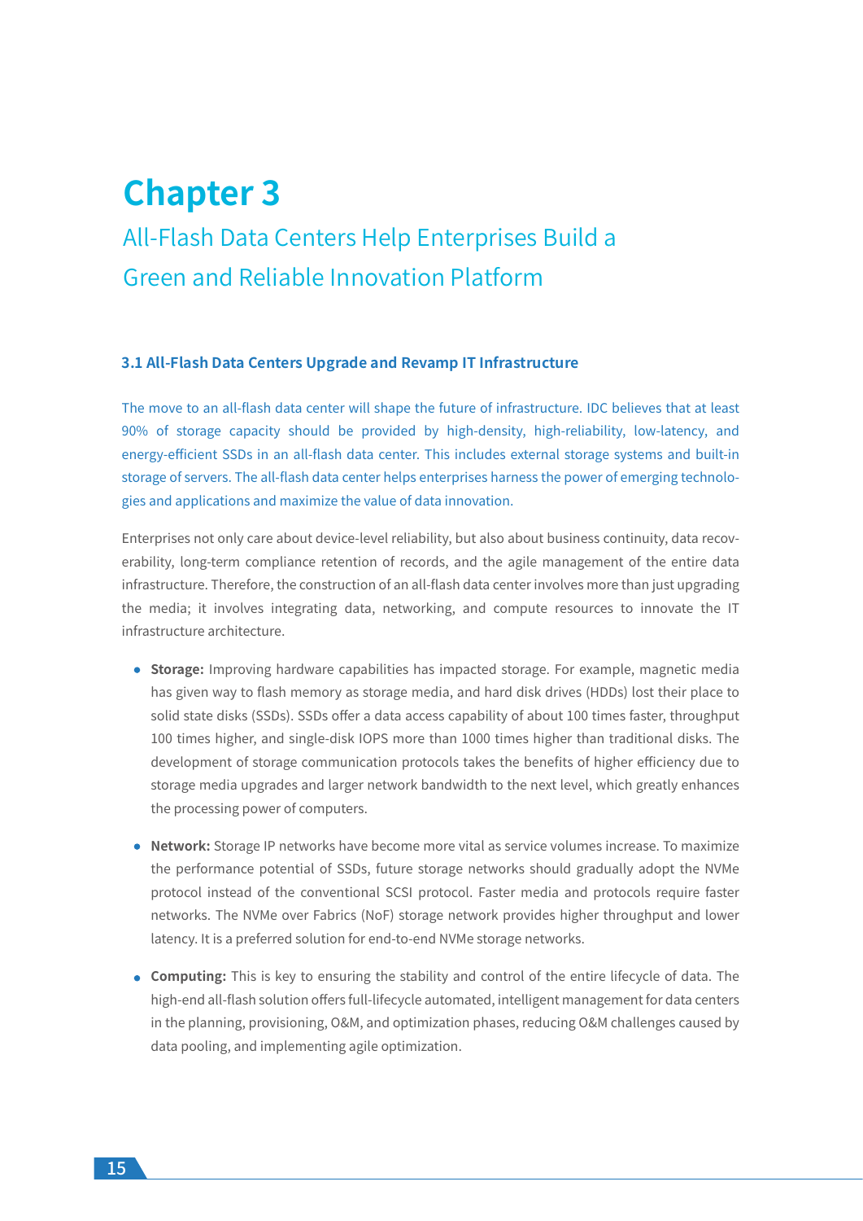# Chapter 3

## All-Flash Data Centers Help Enterprises Build a Green and Reliable Innovation Platform

### 3.1 All-Flash Data Centers Upgrade and Revamp IT Infrastructure

The move to an all-flash data center will shape the future of infrastructure. IDC believes that at least 90% of storage capacity should be provided by high-density, high-reliability, low-latency, and energy-efficient SSDs in an all-flash data center. This includes external storage systems and built-in storage of servers. The all-flash data center helps enterprises harness the power of emerging technologies and applications and maximize the value of data innovation.

Enterprises not only care about device-level reliability, but also about business continuity, data recoverability, long-term compliance retention of records, and the agile management of the entire data infrastructure. Therefore, the construction of an all-flash data center involves more than just upgrading the media; it involves integrating data, networking, and compute resources to innovate the IT infrastructure architecture.

- **Storage:** Improving hardware capabilities has impacted storage. For example, magnetic media has given way to flash memory as storage media, and hard disk drives (HDDs) lost their place to solid state disks (SSDs). SSDs offer a data access capability of about 100 times faster, throughput 100 times higher, and single-disk IOPS more than 1000 times higher than traditional disks. The development of storage communication protocols takes the benefits of higher efficiency due to storage media upgrades and larger network bandwidth to the next level, which greatly enhances the processing power of computers.
- **Network:** Storage IP networks have become more vital as service volumes increase. To maximize the performance potential of SSDs, future storage networks should gradually adopt the NVMe protocol instead of the conventional SCSI protocol. Faster media and protocols require faster networks. The NVMe over Fabrics (NoF) storage network provides higher throughput and lower latency. It is a preferred solution for end-to-end NVMe storage networks.
- **Computing:** This is key to ensuring the stability and control of the entire lifecycle of data. The high-end all-flash solution offers full-lifecycle automated, intelligent management for data centers in the planning, provisioning, O&M, and optimization phases, reducing O&M challenges caused by data pooling, and implementing agile optimization.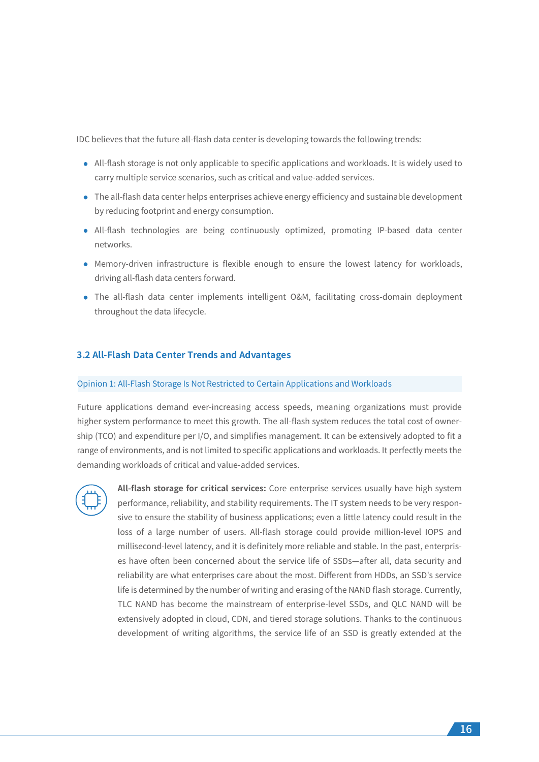IDC believes that the future all-flash data center is developing towards the following trends:

- All-flash storage is not only applicable to specific applications and workloads. It is widely used to carry multiple service scenarios, such as critical and value-added services.
- The all-flash data center helps enterprises achieve energy efficiency and sustainable development by reducing footprint and energy consumption.
- All-flash technologies are being continuously optimized, promoting IP-based data center networks.
- Memory-driven infrastructure is flexible enough to ensure the lowest latency for workloads, driving all-flash data centers forward.
- The all-flash data center implements intelligent O&M, facilitating cross-domain deployment throughout the data lifecycle.

## 3.2 All-Flash Data Center Trends and Advantages

### Opinion 1: All-Flash Storage Is Not Restricted to Certain Applications and Workloads

Future applications demand ever-increasing access speeds, meaning organizations must provide higher system performance to meet this growth. The all-flash system reduces the total cost of ownership (TCO) and expenditure per I/O, and simplifies management. It can be extensively adopted to fit a range of environments, and is not limited to specific applications and workloads. It perfectly meets the demanding workloads of critical and value-added services.

**All-flash storage for critical services:** Core enterprise services usually have high system performance, reliability, and stability requirements. The IT system needs to be very responsive to ensure the stability of business applications; even a little latency could result in the loss of a large number of users. All-flash storage could provide million-level IOPS and millisecond-level latency, and it is definitely more reliable and stable. In the past, enterprises have often been concerned about the service life of SSDs—after all, data security and reliability are what enterprises care about the most. Different from HDDs, an SSD's service life is determined by the number of writing and erasing of the NAND flash storage. Currently, TLC NAND has become the mainstream of enterprise-level SSDs, and QLC NAND will be extensively adopted in cloud, CDN, and tiered storage solutions. Thanks to the continuous development of writing algorithms, the service life of an SSD is greatly extended at the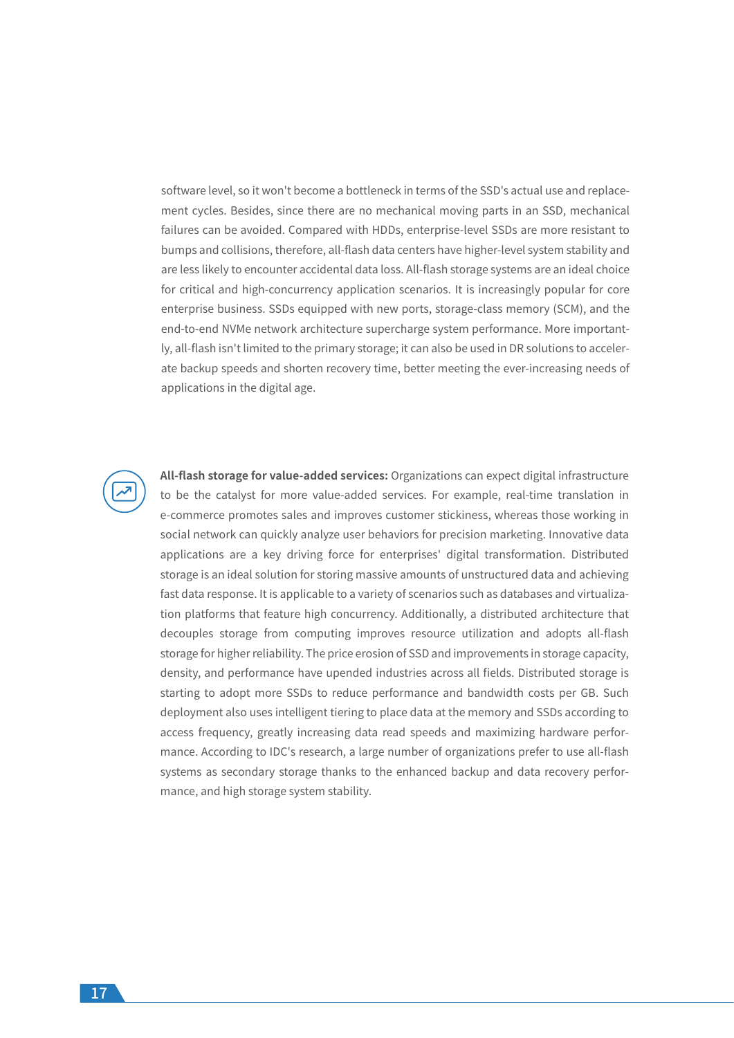software level, so it won't become a bottleneck in terms of the SSD's actual use and replacement cycles. Besides, since there are no mechanical moving parts in an SSD, mechanical failures can be avoided. Compared with HDDs, enterprise-level SSDs are more resistant to bumps and collisions, therefore, all-flash data centers have higher-level system stability and are less likely to encounter accidental data loss. All-flash storage systems are an ideal choice for critical and high-concurrency application scenarios. It is increasingly popular for core enterprise business. SSDs equipped with new ports, storage-class memory (SCM), and the end-to-end NVMe network architecture supercharge system performance. More importantly, all-flash isn't limited to the primary storage; it can also be used in DR solutions to accelerate backup speeds and shorten recovery time, better meeting the ever-increasing needs of applications in the digital age.

**All-flash storage for value-added services:** Organizations can expect digital infrastructure to be the catalyst for more value-added services. For example, real-time translation in e-commerce promotes sales and improves customer stickiness, whereas those working in social network can quickly analyze user behaviors for precision marketing. Innovative data applications are a key driving force for enterprises' digital transformation. Distributed storage is an ideal solution for storing massive amounts of unstructured data and achieving fast data response. It is applicable to a variety of scenarios such as databases and virtualization platforms that feature high concurrency. Additionally, a distributed architecture that decouples storage from computing improves resource utilization and adopts all-flash storage for higher reliability. The price erosion of SSD and improvements in storage capacity, density, and performance have upended industries across all fields. Distributed storage is starting to adopt more SSDs to reduce performance and bandwidth costs per GB. Such deployment also uses intelligent tiering to place data at the memory and SSDs according to access frequency, greatly increasing data read speeds and maximizing hardware performance. According to IDC's research, a large number of organizations prefer to use all-flash systems as secondary storage thanks to the enhanced backup and data recovery performance, and high storage system stability.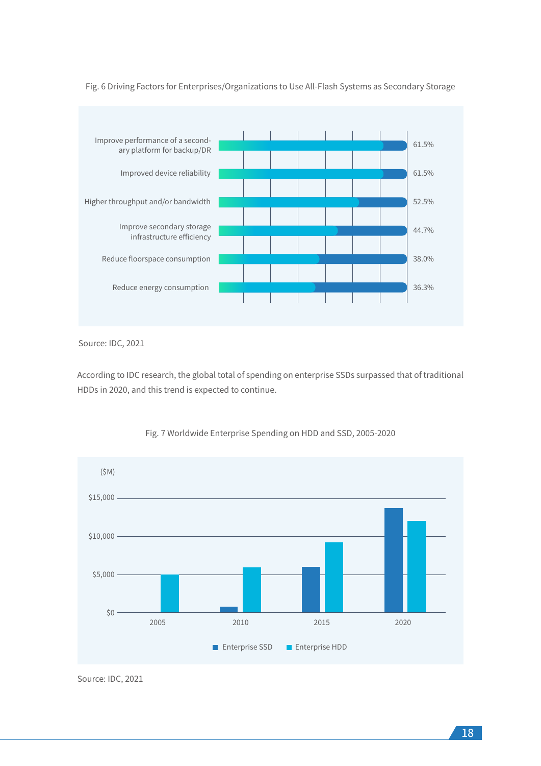Fig. 6 Driving Factors for Enterprises/Organizations to Use All-Flash Systems as Secondary Storage

| Factor | Percentage |
|---|---|
| Improve performance of a secondary platform for backup/DR | 61.5% |
| Improved device reliability | 61.5% |
| Higher throughput and/or bandwidth | 52.5% |
| Improve secondary storage infrastructure efficiency | 44.7% |
| Reduce floorspace consumption | 38.0% |
| Reduce energy consumption | 36.3% |

Source: IDC, 2021

According to IDC research, the global total of spending on enterprise SSDs surpassed that of traditional HDDs in 2020, and this trend is expected to continue.

Fig. 7 Worldwide Enterprise Spending on HDD and SSD, 2005-2020

($M)

Legend: Enterprise SSD, Enterprise HDD

Y-axis: $0, $5,000, $10,000, $15,000

X-axis: 2005, 2010, 2015, 2020

Source: IDC, 2021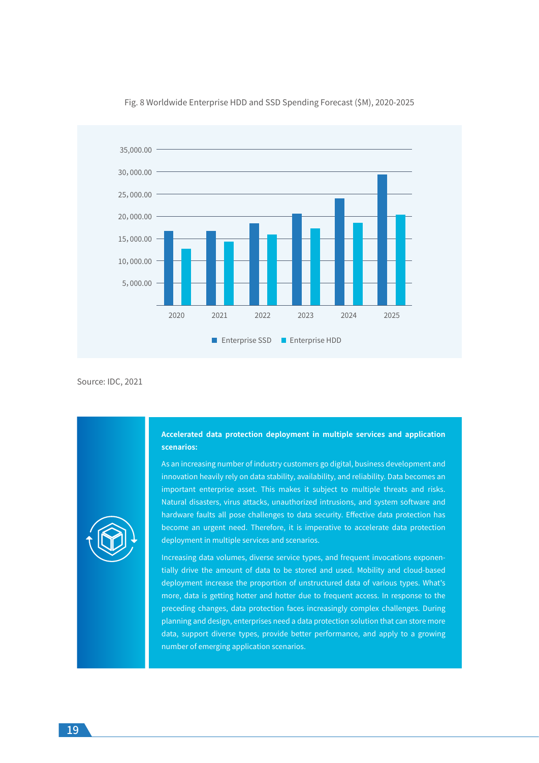Fig. 8 Worldwide Enterprise HDD and SSD Spending Forecast ($M), 2020-2025

Source: IDC, 2021

**Accelerated data protection deployment in multiple services and application scenarios:**

As an increasing number of industry customers go digital, business development and innovation heavily rely on data stability, availability, and reliability. Data becomes an important enterprise asset. This makes it subject to multiple threats and risks. Natural disasters, virus attacks, unauthorized intrusions, and system software and hardware faults all pose challenges to data security. Effective data protection has become an urgent need. Therefore, it is imperative to accelerate data protection deployment in multiple services and scenarios.

Increasing data volumes, diverse service types, and frequent invocations exponentially drive the amount of data to be stored and used. Mobility and cloud-based deployment increase the proportion of unstructured data of various types. What's more, data is getting hotter and hotter due to frequent access. In response to the preceding changes, data protection faces increasingly complex challenges. During planning and design, enterprises need a data protection solution that can store more data, support diverse types, provide better performance, and apply to a growing number of emerging application scenarios.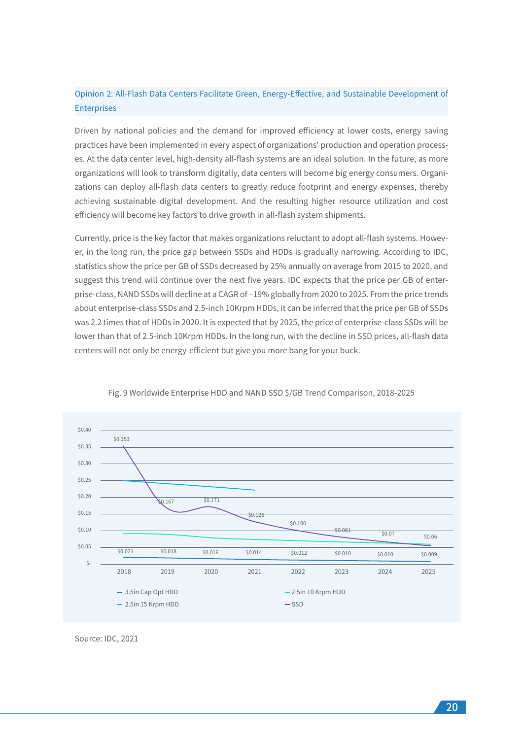## Opinion 2: All-Flash Data Centers Facilitate Green, Energy-Effective, and Sustainable Development of Enterprises

Driven by national policies and the demand for improved efficiency at lower costs, energy saving practices have been implemented in every aspect of organizations' production and operation processes. At the data center level, high-density all-flash systems are an ideal solution. In the future, as more organizations will look to transform digitally, data centers will become big energy consumers. Organizations can deploy all-flash data centers to greatly reduce footprint and energy expenses, thereby achieving sustainable digital development. And the resulting higher resource utilization and cost efficiency will become key factors to drive growth in all-flash system shipments.

Currently, price is the key factor that makes organizations reluctant to adopt all-flash systems. However, in the long run, the price gap between SSDs and HDDs is gradually narrowing. According to IDC, statistics show the price per GB of SSDs decreased by 25% annually on average from 2015 to 2020, and suggest this trend will continue over the next five years. IDC expects that the price per GB of enterprise-class, NAND SSDs will decline at a CAGR of −19% globally from 2020 to 2025. From the price trends about enterprise-class SSDs and 2.5-inch 10Krpm HDDs, it can be inferred that the price per GB of SSDs was 2.2 times that of HDDs in 2020. It is expected that by 2025, the price of enterprise-class SSDs will be lower than that of 2.5-inch 10Krpm HDDs. In the long run, with the decline in SSD prices, all-flash data centers will not only be energy-efficient but give you more bang for your buck.

Fig. 9 Worldwide Enterprise HDD and NAND SSD $/GB Trend Comparison, 2018-2025

| | 2018 | 2019 | 2020 | 2021 | 2022 | 2023 | 2024 | 2025 |
|---|---|---|---|---|---|---|---|---|
| SSD | $0.353 | $0.167 | $0.171 | $0.126 | $0.100 | $0.081 | $0.07 | $0.06 |
| 3.5in Cap Opt HDD | $0.021 | $0.018 | $0.016 | $0.014 | $0.012 | $0.010 | $0.010 | $0.009 |

Source: IDC, 2021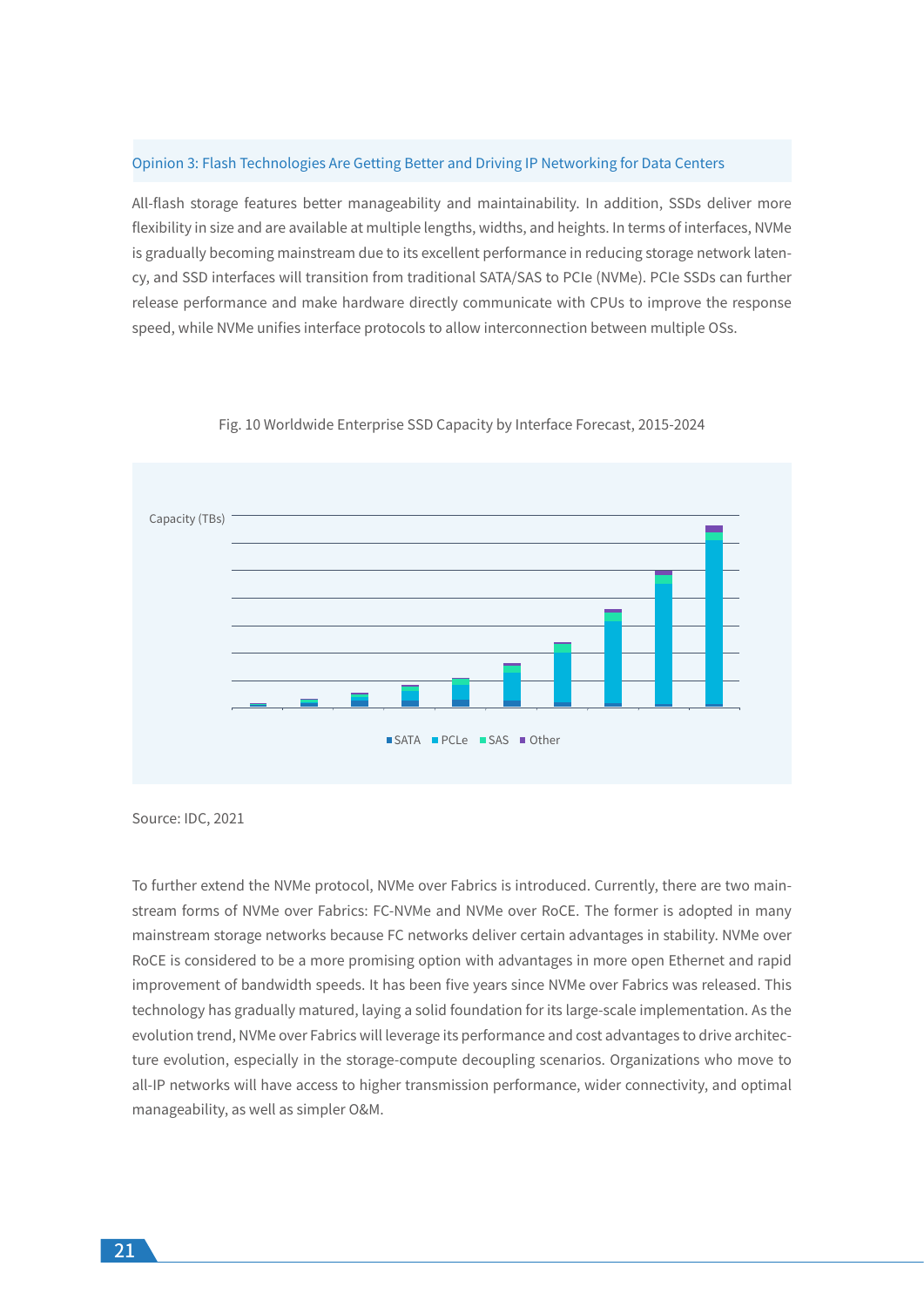### Opinion 3: Flash Technologies Are Getting Better and Driving IP Networking for Data Centers

All-flash storage features better manageability and maintainability. In addition, SSDs deliver more flexibility in size and are available at multiple lengths, widths, and heights. In terms of interfaces, NVMe is gradually becoming mainstream due to its excellent performance in reducing storage network latency, and SSD interfaces will transition from traditional SATA/SAS to PCIe (NVMe). PCIe SSDs can further release performance and make hardware directly communicate with CPUs to improve the response speed, while NVMe unifies interface protocols to allow interconnection between multiple OSs.

Fig. 10 Worldwide Enterprise SSD Capacity by Interface Forecast, 2015-2024

Capacity (TBs)

SATA PCLe SAS Other

Source: IDC, 2021

To further extend the NVMe protocol, NVMe over Fabrics is introduced. Currently, there are two mainstream forms of NVMe over Fabrics: FC-NVMe and NVMe over RoCE. The former is adopted in many mainstream storage networks because FC networks deliver certain advantages in stability. NVMe over RoCE is considered to be a more promising option with advantages in more open Ethernet and rapid improvement of bandwidth speeds. It has been five years since NVMe over Fabrics was released. This technology has gradually matured, laying a solid foundation for its large-scale implementation. As the evolution trend, NVMe over Fabrics will leverage its performance and cost advantages to drive architecture evolution, especially in the storage-compute decoupling scenarios. Organizations who move to all-IP networks will have access to higher transmission performance, wider connectivity, and optimal manageability, as well as simpler O&M.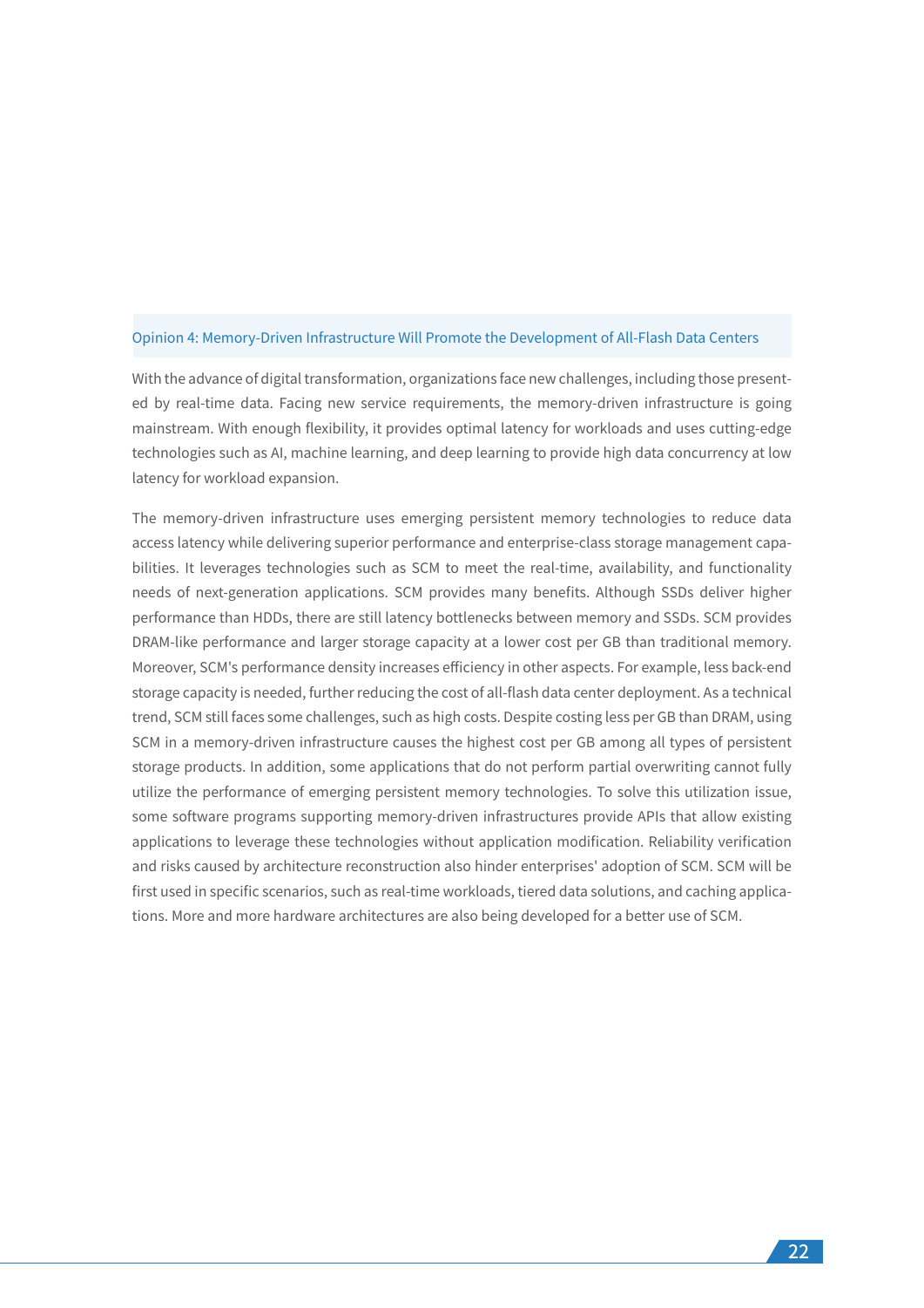## Opinion 4: Memory-Driven Infrastructure Will Promote the Development of All-Flash Data Centers

With the advance of digital transformation, organizations face new challenges, including those presented by real-time data. Facing new service requirements, the memory-driven infrastructure is going mainstream. With enough flexibility, it provides optimal latency for workloads and uses cutting-edge technologies such as AI, machine learning, and deep learning to provide high data concurrency at low latency for workload expansion.

The memory-driven infrastructure uses emerging persistent memory technologies to reduce data access latency while delivering superior performance and enterprise-class storage management capabilities. It leverages technologies such as SCM to meet the real-time, availability, and functionality needs of next-generation applications. SCM provides many benefits. Although SSDs deliver higher performance than HDDs, there are still latency bottlenecks between memory and SSDs. SCM provides DRAM-like performance and larger storage capacity at a lower cost per GB than traditional memory. Moreover, SCM's performance density increases efficiency in other aspects. For example, less back-end storage capacity is needed, further reducing the cost of all-flash data center deployment. As a technical trend, SCM still faces some challenges, such as high costs. Despite costing less per GB than DRAM, using SCM in a memory-driven infrastructure causes the highest cost per GB among all types of persistent storage products. In addition, some applications that do not perform partial overwriting cannot fully utilize the performance of emerging persistent memory technologies. To solve this utilization issue, some software programs supporting memory-driven infrastructures provide APIs that allow existing applications to leverage these technologies without application modification. Reliability verification and risks caused by architecture reconstruction also hinder enterprises' adoption of SCM. SCM will be first used in specific scenarios, such as real-time workloads, tiered data solutions, and caching applications. More and more hardware architectures are also being developed for a better use of SCM.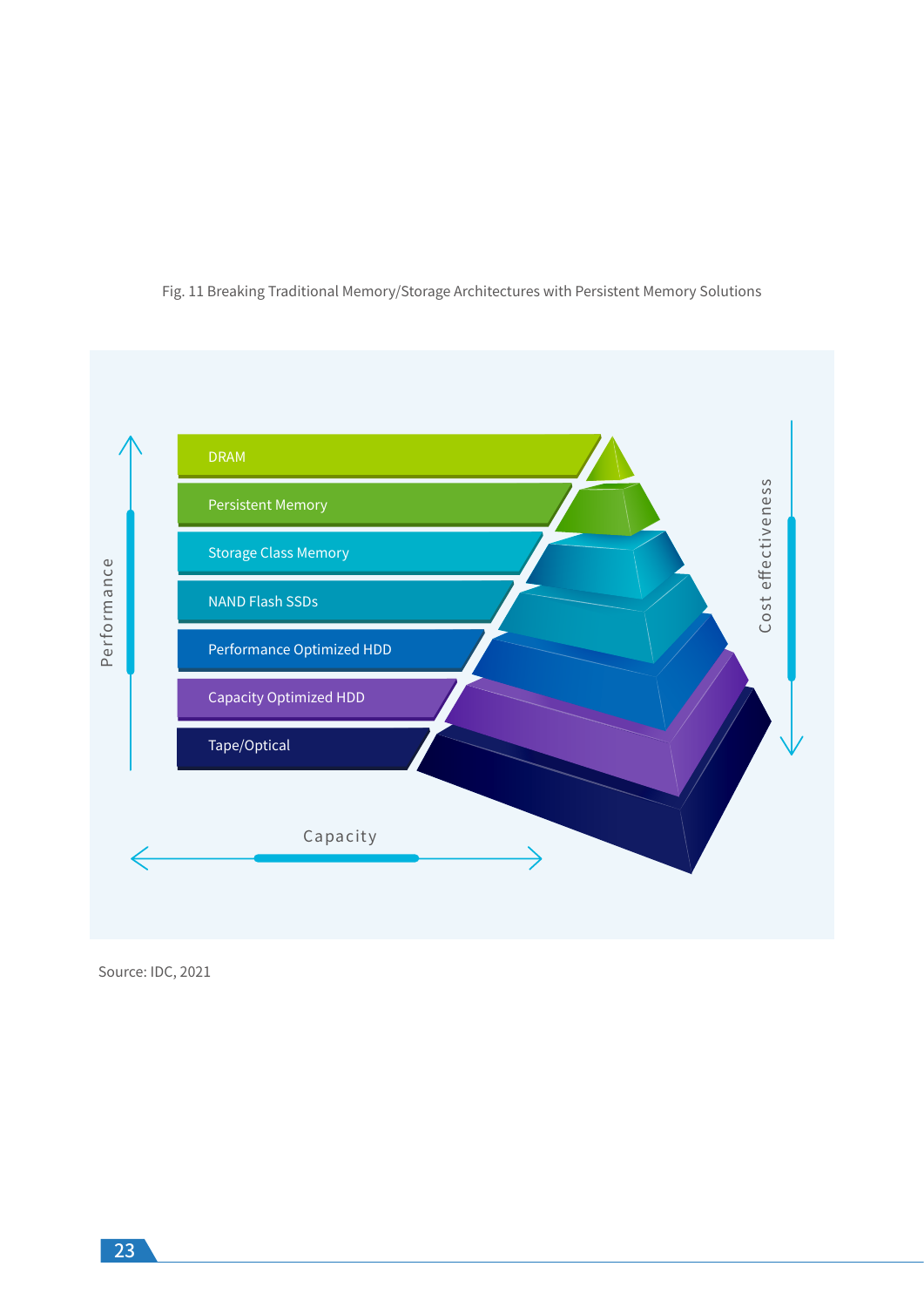Fig. 11 Breaking Traditional Memory/Storage Architectures with Persistent Memory Solutions

Performance

DRAM

Persistent Memory

Storage Class Memory

NAND Flash SSDs

Performance Optimized HDD

Capacity Optimized HDD

Tape/Optical

Cost effectiveness

Capacity

Source: IDC, 2021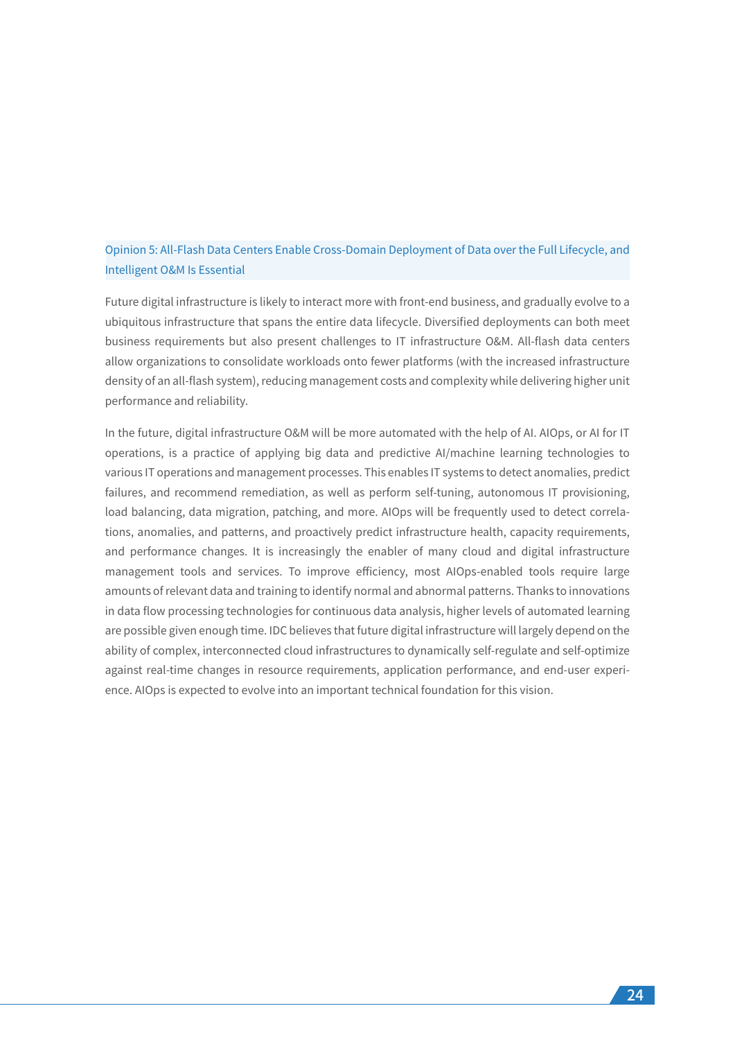### Opinion 5: All-Flash Data Centers Enable Cross-Domain Deployment of Data over the Full Lifecycle, and Intelligent O&M Is Essential

Future digital infrastructure is likely to interact more with front-end business, and gradually evolve to a ubiquitous infrastructure that spans the entire data lifecycle. Diversified deployments can both meet business requirements but also present challenges to IT infrastructure O&M. All-flash data centers allow organizations to consolidate workloads onto fewer platforms (with the increased infrastructure density of an all-flash system), reducing management costs and complexity while delivering higher unit performance and reliability.

In the future, digital infrastructure O&M will be more automated with the help of AI. AIOps, or AI for IT operations, is a practice of applying big data and predictive AI/machine learning technologies to various IT operations and management processes. This enables IT systems to detect anomalies, predict failures, and recommend remediation, as well as perform self-tuning, autonomous IT provisioning, load balancing, data migration, patching, and more. AIOps will be frequently used to detect correlations, anomalies, and patterns, and proactively predict infrastructure health, capacity requirements, and performance changes. It is increasingly the enabler of many cloud and digital infrastructure management tools and services. To improve efficiency, most AIOps-enabled tools require large amounts of relevant data and training to identify normal and abnormal patterns. Thanks to innovations in data flow processing technologies for continuous data analysis, higher levels of automated learning are possible given enough time. IDC believes that future digital infrastructure will largely depend on the ability of complex, interconnected cloud infrastructures to dynamically self-regulate and self-optimize against real-time changes in resource requirements, application performance, and end-user experience. AIOps is expected to evolve into an important technical foundation for this vision.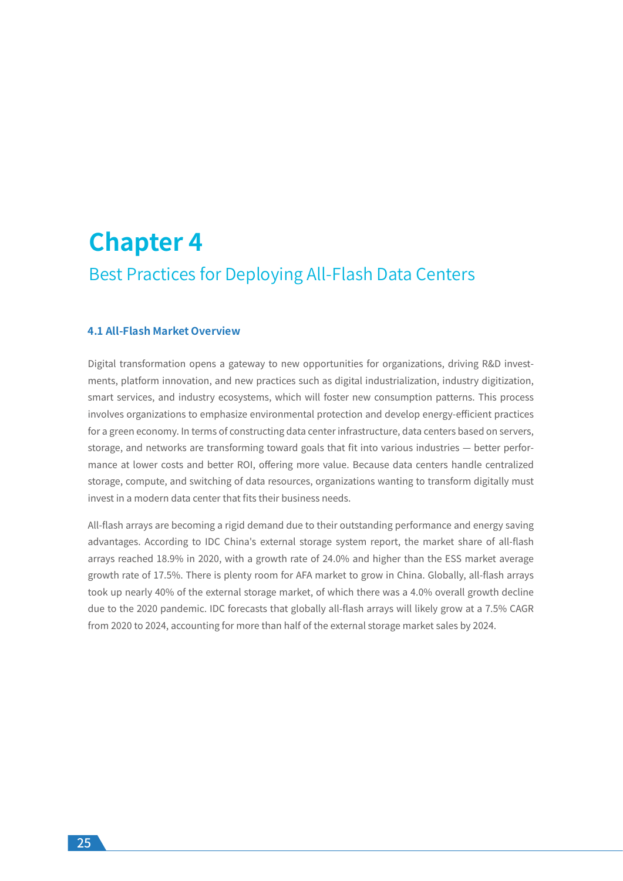# Chapter 4

## Best Practices for Deploying All-Flash Data Centers

### 4.1 All-Flash Market Overview

Digital transformation opens a gateway to new opportunities for organizations, driving R&D investments, platform innovation, and new practices such as digital industrialization, industry digitization, smart services, and industry ecosystems, which will foster new consumption patterns. This process involves organizations to emphasize environmental protection and develop energy-efficient practices for a green economy. In terms of constructing data center infrastructure, data centers based on servers, storage, and networks are transforming toward goals that fit into various industries — better performance at lower costs and better ROI, offering more value. Because data centers handle centralized storage, compute, and switching of data resources, organizations wanting to transform digitally must invest in a modern data center that fits their business needs.

All-flash arrays are becoming a rigid demand due to their outstanding performance and energy saving advantages. According to IDC China's external storage system report, the market share of all-flash arrays reached 18.9% in 2020, with a growth rate of 24.0% and higher than the ESS market average growth rate of 17.5%. There is plenty room for AFA market to grow in China. Globally, all-flash arrays took up nearly 40% of the external storage market, of which there was a 4.0% overall growth decline due to the 2020 pandemic. IDC forecasts that globally all-flash arrays will likely grow at a 7.5% CAGR from 2020 to 2024, accounting for more than half of the external storage market sales by 2024.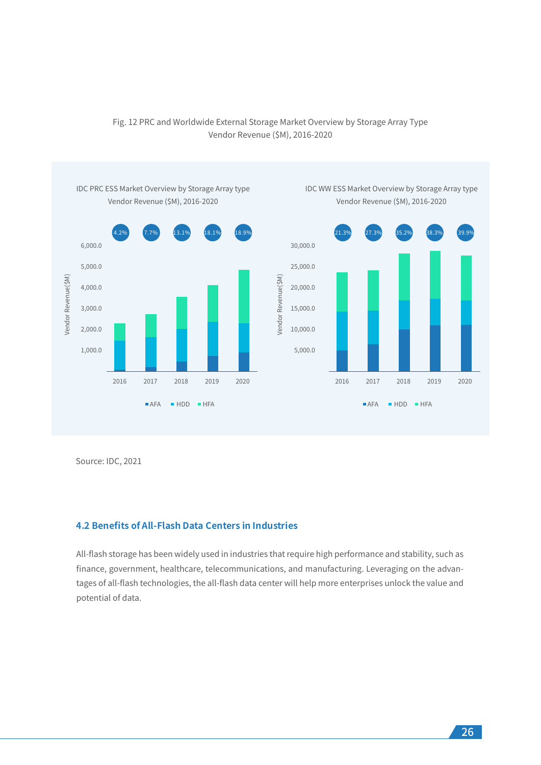Fig. 12 PRC and Worldwide External Storage Market Overview by Storage Array Type Vendor Revenue ($M), 2016-2020

IDC PRC ESS Market Overview by Storage Array type Vendor Revenue ($M), 2016-2020

IDC WW ESS Market Overview by Storage Array type Vendor Revenue ($M), 2016-2020

Source: IDC, 2021

### 4.2 Benefits of All-Flash Data Centers in Industries

All-flash storage has been widely used in industries that require high performance and stability, such as finance, government, healthcare, telecommunications, and manufacturing. Leveraging on the advantages of all-flash technologies, the all-flash data center will help more enterprises unlock the value and potential of data.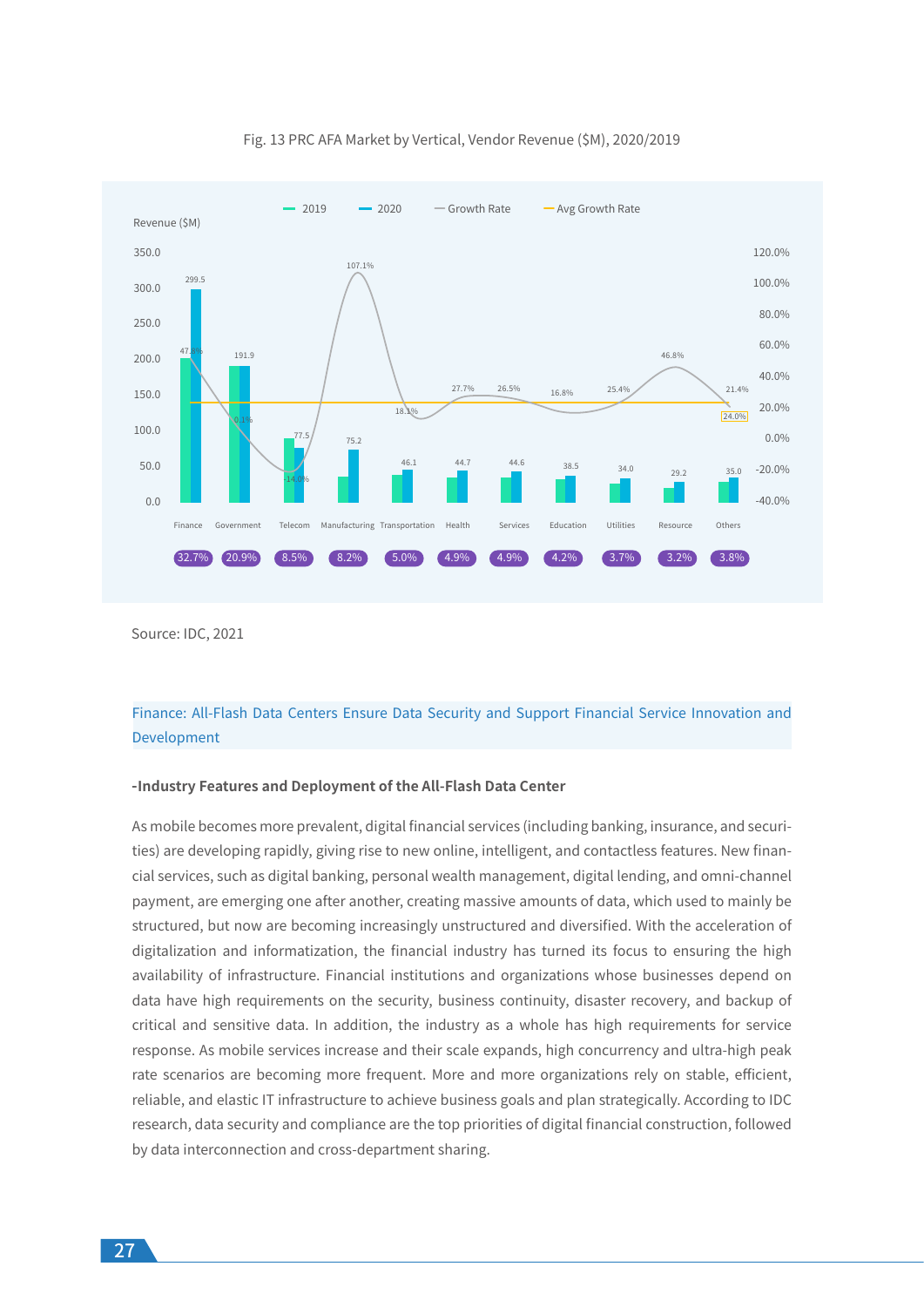Fig. 13 PRC AFA Market by Vertical, Vendor Revenue ($M), 2020/2019

| Vertical | 2020 Revenue ($M) | Growth Rate | Share |
|---|---|---|---|
| Finance | 299.5 | 47.8% | 32.7% |
| Government | 191.9 | 0.1% | 20.9% |
| Telecom | 77.5 | -14.0% | 8.5% |
| Manufacturing | 75.2 | 107.1% | 8.2% |
| Transportation | 46.1 | 18.1% | 5.0% |
| Health | 44.7 | 27.7% | 4.9% |
| Services | 44.6 | 26.5% | 4.9% |
| Education | 38.5 | 16.8% | 4.2% |
| Utilities | 34.0 | 25.4% | 3.7% |
| Resource | 29.2 | 46.8% | 3.2% |
| Others | 35.0 | 21.4% | 3.8% |

Avg Growth Rate: 24.0%

Source: IDC, 2021

## Finance: All-Flash Data Centers Ensure Data Security and Support Financial Service Innovation and Development

**-Industry Features and Deployment of the All-Flash Data Center**

As mobile becomes more prevalent, digital financial services (including banking, insurance, and securities) are developing rapidly, giving rise to new online, intelligent, and contactless features. New financial services, such as digital banking, personal wealth management, digital lending, and omni-channel payment, are emerging one after another, creating massive amounts of data, which used to mainly be structured, but now are becoming increasingly unstructured and diversified. With the acceleration of digitalization and informatization, the financial industry has turned its focus to ensuring the high availability of infrastructure. Financial institutions and organizations whose businesses depend on data have high requirements on the security, business continuity, disaster recovery, and backup of critical and sensitive data. In addition, the industry as a whole has high requirements for service response. As mobile services increase and their scale expands, high concurrency and ultra-high peak rate scenarios are becoming more frequent. More and more organizations rely on stable, efficient, reliable, and elastic IT infrastructure to achieve business goals and plan strategically. According to IDC research, data security and compliance are the top priorities of digital financial construction, followed by data interconnection and cross-department sharing.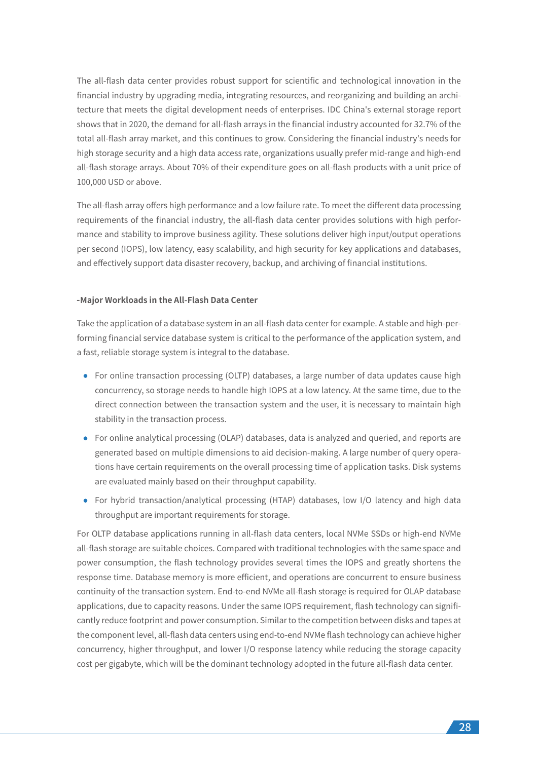The all-flash data center provides robust support for scientific and technological innovation in the financial industry by upgrading media, integrating resources, and reorganizing and building an architecture that meets the digital development needs of enterprises. IDC China's external storage report shows that in 2020, the demand for all-flash arrays in the financial industry accounted for 32.7% of the total all-flash array market, and this continues to grow. Considering the financial industry's needs for high storage security and a high data access rate, organizations usually prefer mid-range and high-end all-flash storage arrays. About 70% of their expenditure goes on all-flash products with a unit price of 100,000 USD or above.

The all-flash array offers high performance and a low failure rate. To meet the different data processing requirements of the financial industry, the all-flash data center provides solutions with high performance and stability to improve business agility. These solutions deliver high input/output operations per second (IOPS), low latency, easy scalability, and high security for key applications and databases, and effectively support data disaster recovery, backup, and archiving of financial institutions.

**-Major Workloads in the All-Flash Data Center**

Take the application of a database system in an all-flash data center for example. A stable and high-performing financial service database system is critical to the performance of the application system, and a fast, reliable storage system is integral to the database.

- For online transaction processing (OLTP) databases, a large number of data updates cause high concurrency, so storage needs to handle high IOPS at a low latency. At the same time, due to the direct connection between the transaction system and the user, it is necessary to maintain high stability in the transaction process.
- For online analytical processing (OLAP) databases, data is analyzed and queried, and reports are generated based on multiple dimensions to aid decision-making. A large number of query operations have certain requirements on the overall processing time of application tasks. Disk systems are evaluated mainly based on their throughput capability.
- For hybrid transaction/analytical processing (HTAP) databases, low I/O latency and high data throughput are important requirements for storage.

For OLTP database applications running in all-flash data centers, local NVMe SSDs or high-end NVMe all-flash storage are suitable choices. Compared with traditional technologies with the same space and power consumption, the flash technology provides several times the IOPS and greatly shortens the response time. Database memory is more efficient, and operations are concurrent to ensure business continuity of the transaction system. End-to-end NVMe all-flash storage is required for OLAP database applications, due to capacity reasons. Under the same IOPS requirement, flash technology can significantly reduce footprint and power consumption. Similar to the competition between disks and tapes at the component level, all-flash data centers using end-to-end NVMe flash technology can achieve higher concurrency, higher throughput, and lower I/O response latency while reducing the storage capacity cost per gigabyte, which will be the dominant technology adopted in the future all-flash data center.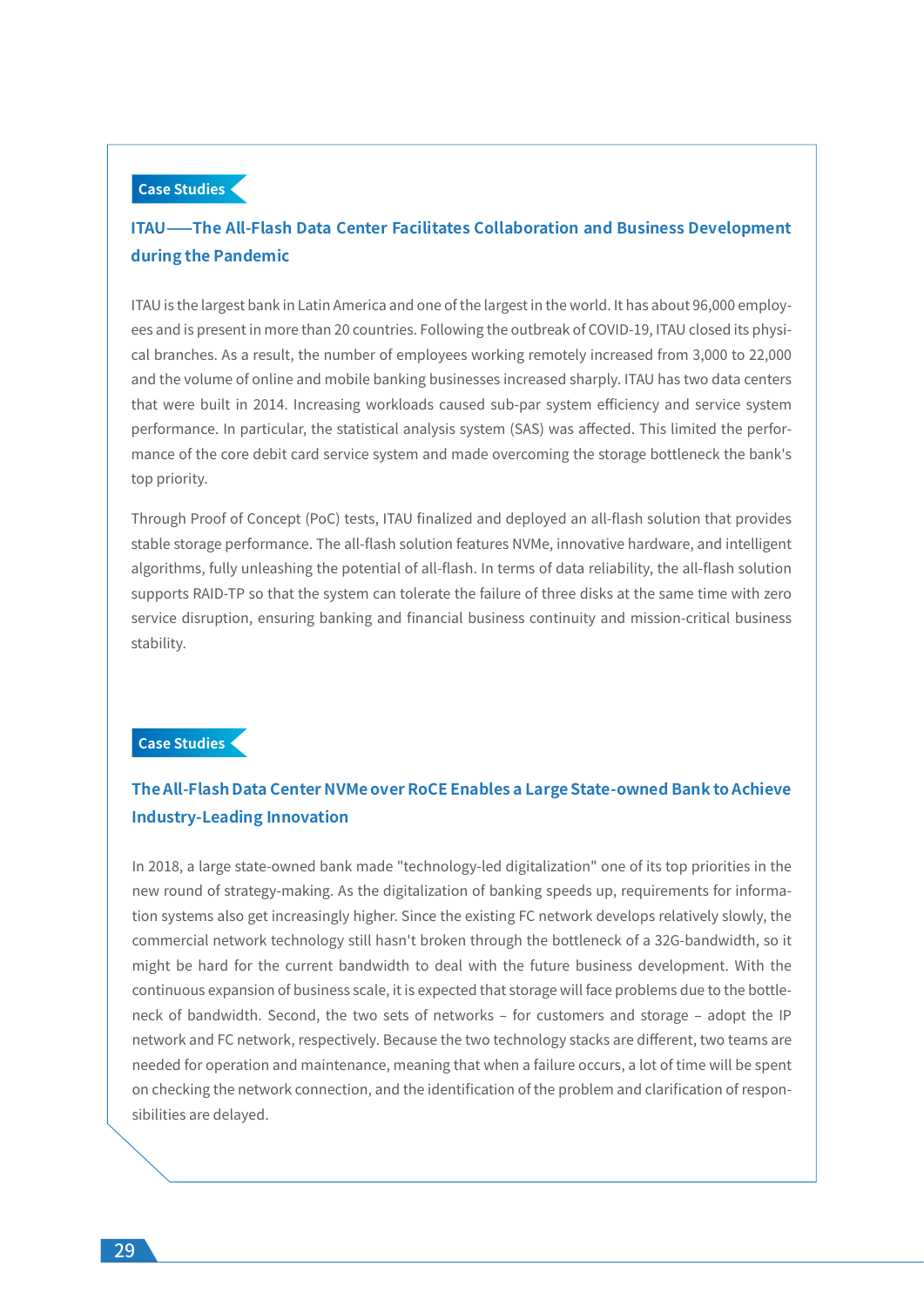**Case Studies**

## ITAU——The All-Flash Data Center Facilitates Collaboration and Business Development during the Pandemic

ITAU is the largest bank in Latin America and one of the largest in the world. It has about 96,000 employees and is present in more than 20 countries. Following the outbreak of COVID-19, ITAU closed its physical branches. As a result, the number of employees working remotely increased from 3,000 to 22,000 and the volume of online and mobile banking businesses increased sharply. ITAU has two data centers that were built in 2014. Increasing workloads caused sub-par system efficiency and service system performance. In particular, the statistical analysis system (SAS) was affected. This limited the performance of the core debit card service system and made overcoming the storage bottleneck the bank's top priority.

Through Proof of Concept (PoC) tests, ITAU finalized and deployed an all-flash solution that provides stable storage performance. The all-flash solution features NVMe, innovative hardware, and intelligent algorithms, fully unleashing the potential of all-flash. In terms of data reliability, the all-flash solution supports RAID-TP so that the system can tolerate the failure of three disks at the same time with zero service disruption, ensuring banking and financial business continuity and mission-critical business stability.

**Case Studies**

## The All-Flash Data Center NVMe over RoCE Enables a Large State-owned Bank to Achieve Industry-Leading Innovation

In 2018, a large state-owned bank made "technology-led digitalization" one of its top priorities in the new round of strategy-making. As the digitalization of banking speeds up, requirements for information systems also get increasingly higher. Since the existing FC network develops relatively slowly, the commercial network technology still hasn't broken through the bottleneck of a 32G-bandwidth, so it might be hard for the current bandwidth to deal with the future business development. With the continuous expansion of business scale, it is expected that storage will face problems due to the bottleneck of bandwidth. Second, the two sets of networks – for customers and storage – adopt the IP network and FC network, respectively. Because the two technology stacks are different, two teams are needed for operation and maintenance, meaning that when a failure occurs, a lot of time will be spent on checking the network connection, and the identification of the problem and clarification of responsibilities are delayed.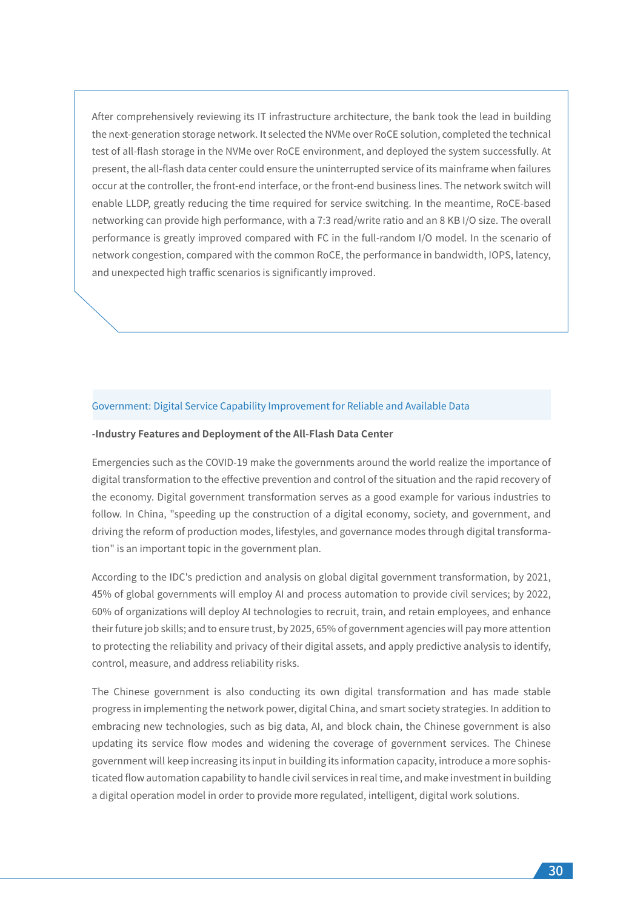After comprehensively reviewing its IT infrastructure architecture, the bank took the lead in building the next-generation storage network. It selected the NVMe over RoCE solution, completed the technical test of all-flash storage in the NVMe over RoCE environment, and deployed the system successfully. At present, the all-flash data center could ensure the uninterrupted service of its mainframe when failures occur at the controller, the front-end interface, or the front-end business lines. The network switch will enable LLDP, greatly reducing the time required for service switching. In the meantime, RoCE-based networking can provide high performance, with a 7:3 read/write ratio and an 8 KB I/O size. The overall performance is greatly improved compared with FC in the full-random I/O model. In the scenario of network congestion, compared with the common RoCE, the performance in bandwidth, IOPS, latency, and unexpected high traffic scenarios is significantly improved.

## Government: Digital Service Capability Improvement for Reliable and Available Data

**-Industry Features and Deployment of the All-Flash Data Center**

Emergencies such as the COVID-19 make the governments around the world realize the importance of digital transformation to the effective prevention and control of the situation and the rapid recovery of the economy. Digital government transformation serves as a good example for various industries to follow. In China, "speeding up the construction of a digital economy, society, and government, and driving the reform of production modes, lifestyles, and governance modes through digital transformation" is an important topic in the government plan.

According to the IDC's prediction and analysis on global digital government transformation, by 2021, 45% of global governments will employ AI and process automation to provide civil services; by 2022, 60% of organizations will deploy AI technologies to recruit, train, and retain employees, and enhance their future job skills; and to ensure trust, by 2025, 65% of government agencies will pay more attention to protecting the reliability and privacy of their digital assets, and apply predictive analysis to identify, control, measure, and address reliability risks.

The Chinese government is also conducting its own digital transformation and has made stable progress in implementing the network power, digital China, and smart society strategies. In addition to embracing new technologies, such as big data, AI, and block chain, the Chinese government is also updating its service flow modes and widening the coverage of government services. The Chinese government will keep increasing its input in building its information capacity, introduce a more sophisticated flow automation capability to handle civil services in real time, and make investment in building a digital operation model in order to provide more regulated, intelligent, digital work solutions.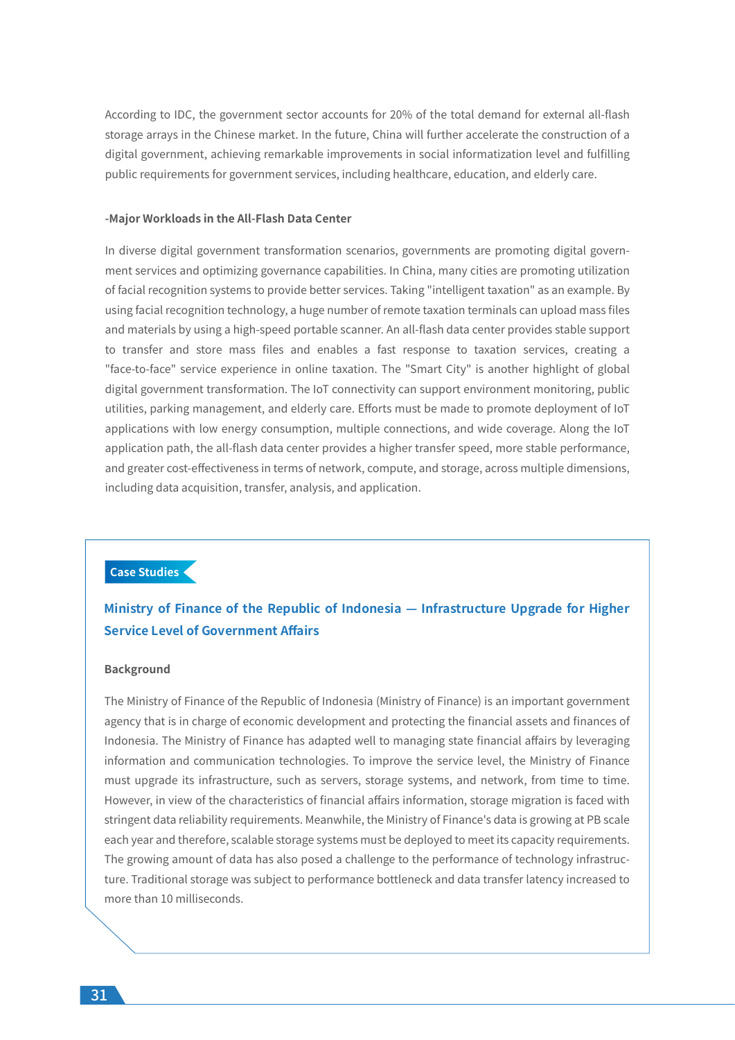According to IDC, the government sector accounts for 20% of the total demand for external all-flash storage arrays in the Chinese market. In the future, China will further accelerate the construction of a digital government, achieving remarkable improvements in social informatization level and fulfilling public requirements for government services, including healthcare, education, and elderly care.

**-Major Workloads in the All-Flash Data Center**

In diverse digital government transformation scenarios, governments are promoting digital government services and optimizing governance capabilities. In China, many cities are promoting utilization of facial recognition systems to provide better services. Taking "intelligent taxation" as an example. By using facial recognition technology, a huge number of remote taxation terminals can upload mass files and materials by using a high-speed portable scanner. An all-flash data center provides stable support to transfer and store mass files and enables a fast response to taxation services, creating a "face-to-face" service experience in online taxation. The "Smart City" is another highlight of global digital government transformation. The IoT connectivity can support environment monitoring, public utilities, parking management, and elderly care. Efforts must be made to promote deployment of IoT applications with low energy consumption, multiple connections, and wide coverage. Along the IoT application path, the all-flash data center provides a higher transfer speed, more stable performance, and greater cost-effectiveness in terms of network, compute, and storage, across multiple dimensions, including data acquisition, transfer, analysis, and application.

**Case Studies**

## Ministry of Finance of the Republic of Indonesia — Infrastructure Upgrade for Higher Service Level of Government Affairs

**Background**

The Ministry of Finance of the Republic of Indonesia (Ministry of Finance) is an important government agency that is in charge of economic development and protecting the financial assets and finances of Indonesia. The Ministry of Finance has adapted well to managing state financial affairs by leveraging information and communication technologies. To improve the service level, the Ministry of Finance must upgrade its infrastructure, such as servers, storage systems, and network, from time to time. However, in view of the characteristics of financial affairs information, storage migration is faced with stringent data reliability requirements. Meanwhile, the Ministry of Finance's data is growing at PB scale each year and therefore, scalable storage systems must be deployed to meet its capacity requirements. The growing amount of data has also posed a challenge to the performance of technology infrastructure. Traditional storage was subject to performance bottleneck and data transfer latency increased to more than 10 milliseconds.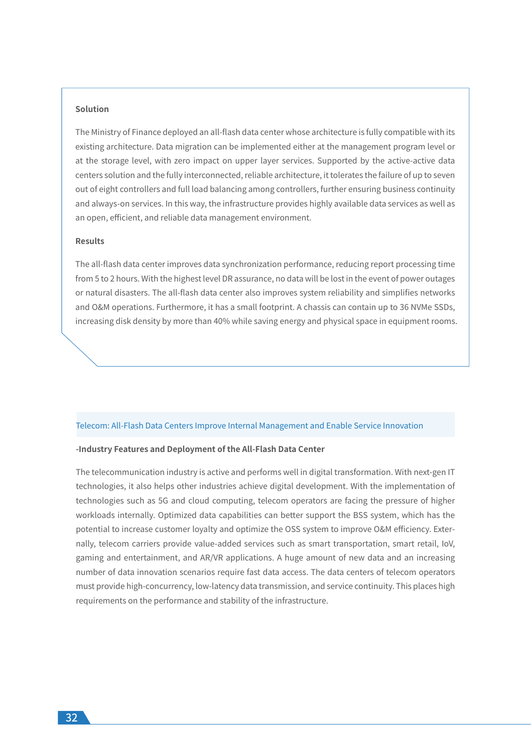### Solution

The Ministry of Finance deployed an all-flash data center whose architecture is fully compatible with its existing architecture. Data migration can be implemented either at the management program level or at the storage level, with zero impact on upper layer services. Supported by the active-active data centers solution and the fully interconnected, reliable architecture, it tolerates the failure of up to seven out of eight controllers and full load balancing among controllers, further ensuring business continuity and always-on services. In this way, the infrastructure provides highly available data services as well as an open, efficient, and reliable data management environment.

### Results

The all-flash data center improves data synchronization performance, reducing report processing time from 5 to 2 hours. With the highest level DR assurance, no data will be lost in the event of power outages or natural disasters. The all-flash data center also improves system reliability and simplifies networks and O&M operations. Furthermore, it has a small footprint. A chassis can contain up to 36 NVMe SSDs, increasing disk density by more than 40% while saving energy and physical space in equipment rooms.

## Telecom: All-Flash Data Centers Improve Internal Management and Enable Service Innovation

**-Industry Features and Deployment of the All-Flash Data Center**

The telecommunication industry is active and performs well in digital transformation. With next-gen IT technologies, it also helps other industries achieve digital development. With the implementation of technologies such as 5G and cloud computing, telecom operators are facing the pressure of higher workloads internally. Optimized data capabilities can better support the BSS system, which has the potential to increase customer loyalty and optimize the OSS system to improve O&M efficiency. Externally, telecom carriers provide value-added services such as smart transportation, smart retail, IoV, gaming and entertainment, and AR/VR applications. A huge amount of new data and an increasing number of data innovation scenarios require fast data access. The data centers of telecom operators must provide high-concurrency, low-latency data transmission, and service continuity. This places high requirements on the performance and stability of the infrastructure.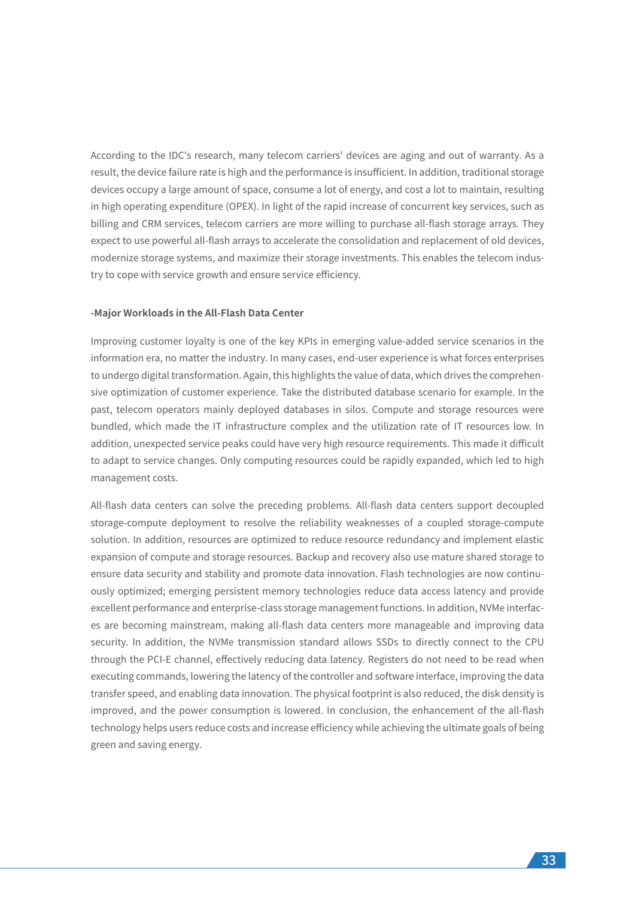According to the IDC's research, many telecom carriers' devices are aging and out of warranty. As a result, the device failure rate is high and the performance is insufficient. In addition, traditional storage devices occupy a large amount of space, consume a lot of energy, and cost a lot to maintain, resulting in high operating expenditure (OPEX). In light of the rapid increase of concurrent key services, such as billing and CRM services, telecom carriers are more willing to purchase all-flash storage arrays. They expect to use powerful all-flash arrays to accelerate the consolidation and replacement of old devices, modernize storage systems, and maximize their storage investments. This enables the telecom industry to cope with service growth and ensure service efficiency.

**-Major Workloads in the All-Flash Data Center**

Improving customer loyalty is one of the key KPIs in emerging value-added service scenarios in the information era, no matter the industry. In many cases, end-user experience is what forces enterprises to undergo digital transformation. Again, this highlights the value of data, which drives the comprehensive optimization of customer experience. Take the distributed database scenario for example. In the past, telecom operators mainly deployed databases in silos. Compute and storage resources were bundled, which made the IT infrastructure complex and the utilization rate of IT resources low. In addition, unexpected service peaks could have very high resource requirements. This made it difficult to adapt to service changes. Only computing resources could be rapidly expanded, which led to high management costs.

All-flash data centers can solve the preceding problems. All-flash data centers support decoupled storage-compute deployment to resolve the reliability weaknesses of a coupled storage-compute solution. In addition, resources are optimized to reduce resource redundancy and implement elastic expansion of compute and storage resources. Backup and recovery also use mature shared storage to ensure data security and stability and promote data innovation. Flash technologies are now continuously optimized; emerging persistent memory technologies reduce data access latency and provide excellent performance and enterprise-class storage management functions. In addition, NVMe interfaces are becoming mainstream, making all-flash data centers more manageable and improving data security. In addition, the NVMe transmission standard allows SSDs to directly connect to the CPU through the PCI-E channel, effectively reducing data latency. Registers do not need to be read when executing commands, lowering the latency of the controller and software interface, improving the data transfer speed, and enabling data innovation. The physical footprint is also reduced, the disk density is improved, and the power consumption is lowered. In conclusion, the enhancement of the all-flash technology helps users reduce costs and increase efficiency while achieving the ultimate goals of being green and saving energy.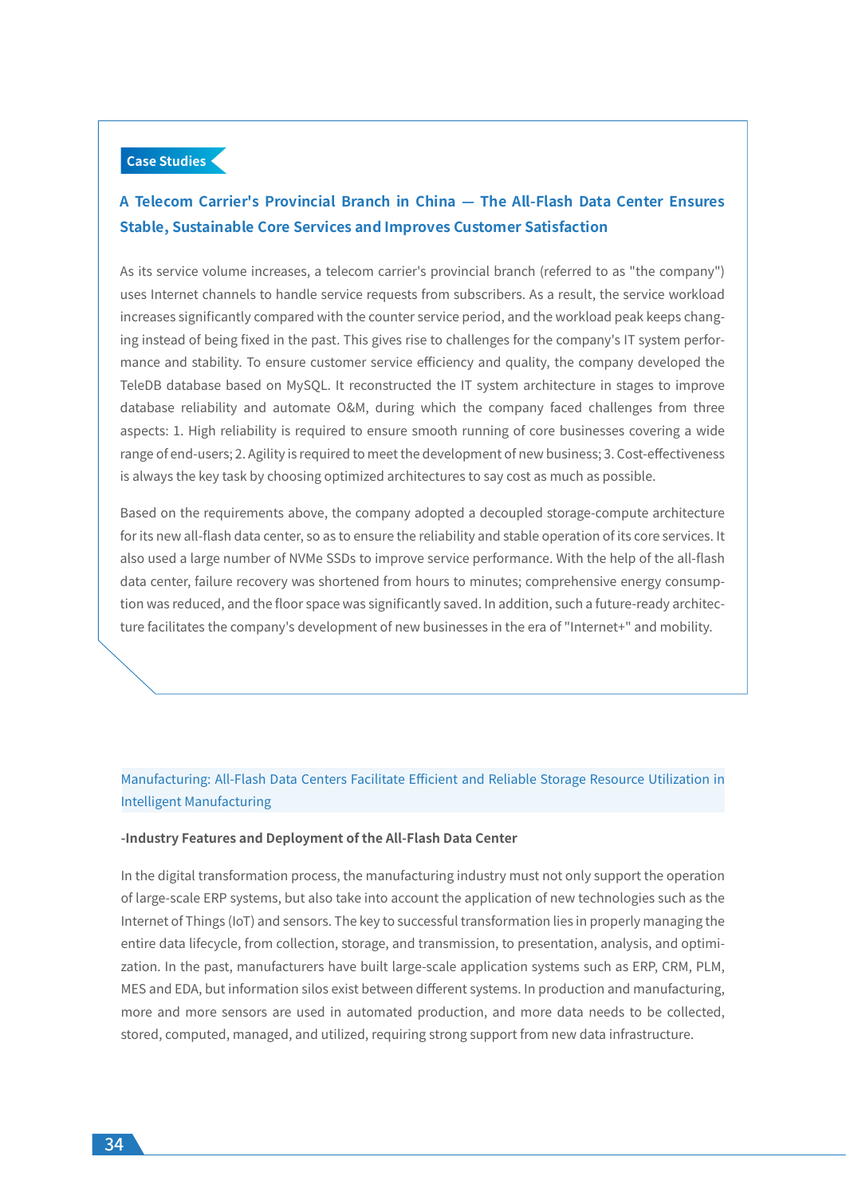**Case Studies**

### A Telecom Carrier's Provincial Branch in China — The All-Flash Data Center Ensures Stable, Sustainable Core Services and Improves Customer Satisfaction

As its service volume increases, a telecom carrier's provincial branch (referred to as "the company") uses Internet channels to handle service requests from subscribers. As a result, the service workload increases significantly compared with the counter service period, and the workload peak keeps changing instead of being fixed in the past. This gives rise to challenges for the company's IT system performance and stability. To ensure customer service efficiency and quality, the company developed the TeleDB database based on MySQL. It reconstructed the IT system architecture in stages to improve database reliability and automate O&M, during which the company faced challenges from three aspects: 1. High reliability is required to ensure smooth running of core businesses covering a wide range of end-users; 2. Agility is required to meet the development of new business; 3. Cost-effectiveness is always the key task by choosing optimized architectures to say cost as much as possible.

Based on the requirements above, the company adopted a decoupled storage-compute architecture for its new all-flash data center, so as to ensure the reliability and stable operation of its core services. It also used a large number of NVMe SSDs to improve service performance. With the help of the all-flash data center, failure recovery was shortened from hours to minutes; comprehensive energy consumption was reduced, and the floor space was significantly saved. In addition, such a future-ready architecture facilitates the company's development of new businesses in the era of "Internet+" and mobility.

## Manufacturing: All-Flash Data Centers Facilitate Efficient and Reliable Storage Resource Utilization in Intelligent Manufacturing

**-Industry Features and Deployment of the All-Flash Data Center**

In the digital transformation process, the manufacturing industry must not only support the operation of large-scale ERP systems, but also take into account the application of new technologies such as the Internet of Things (IoT) and sensors. The key to successful transformation lies in properly managing the entire data lifecycle, from collection, storage, and transmission, to presentation, analysis, and optimization. In the past, manufacturers have built large-scale application systems such as ERP, CRM, PLM, MES and EDA, but information silos exist between different systems. In production and manufacturing, more and more sensors are used in automated production, and more data needs to be collected, stored, computed, managed, and utilized, requiring strong support from new data infrastructure.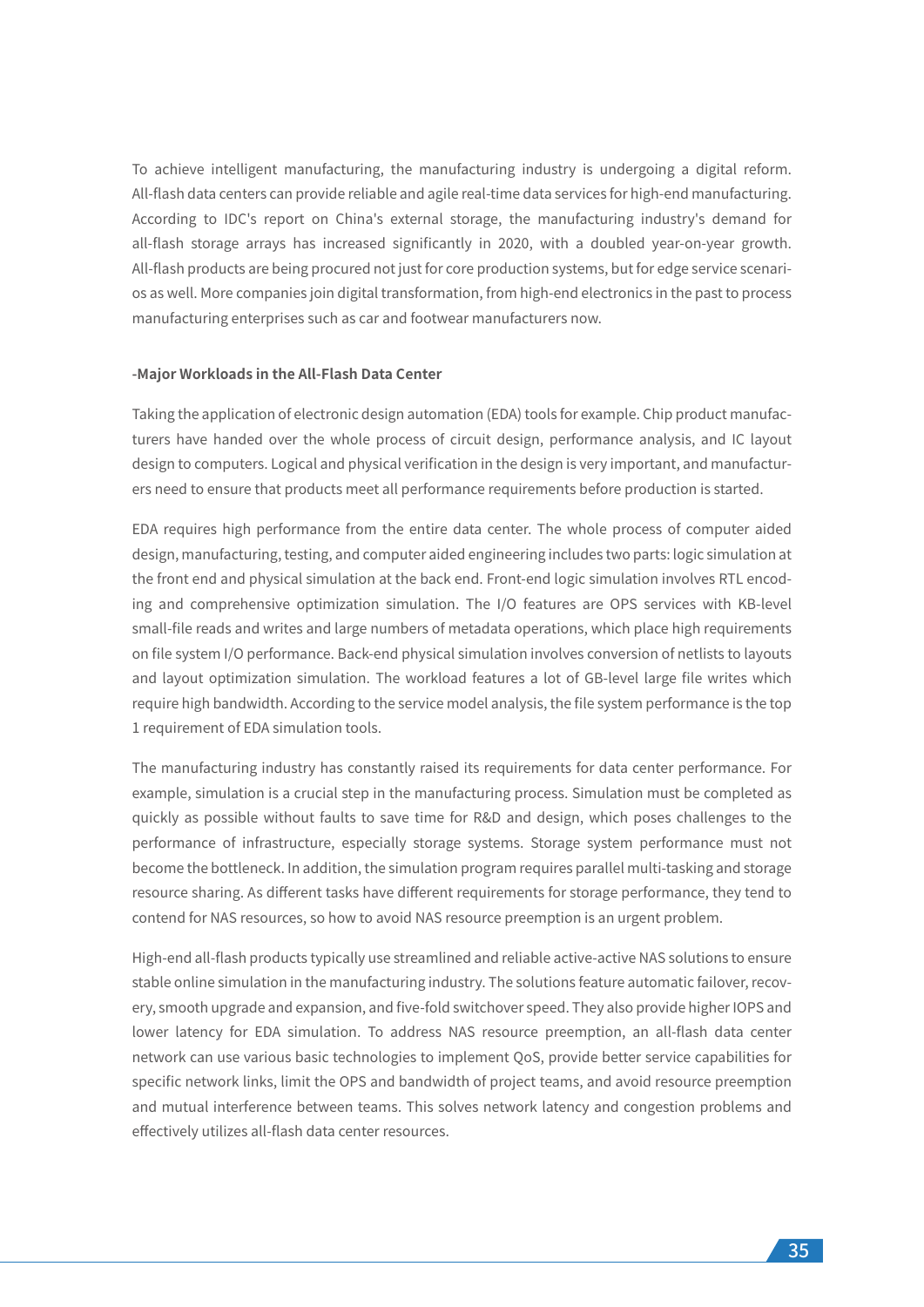To achieve intelligent manufacturing, the manufacturing industry is undergoing a digital reform. All-flash data centers can provide reliable and agile real-time data services for high-end manufacturing. According to IDC's report on China's external storage, the manufacturing industry's demand for all-flash storage arrays has increased significantly in 2020, with a doubled year-on-year growth. All-flash products are being procured not just for core production systems, but for edge service scenarios as well. More companies join digital transformation, from high-end electronics in the past to process manufacturing enterprises such as car and footwear manufacturers now.

**-Major Workloads in the All-Flash Data Center**

Taking the application of electronic design automation (EDA) tools for example. Chip product manufacturers have handed over the whole process of circuit design, performance analysis, and IC layout design to computers. Logical and physical verification in the design is very important, and manufacturers need to ensure that products meet all performance requirements before production is started.

EDA requires high performance from the entire data center. The whole process of computer aided design, manufacturing, testing, and computer aided engineering includes two parts: logic simulation at the front end and physical simulation at the back end. Front-end logic simulation involves RTL encoding and comprehensive optimization simulation. The I/O features are OPS services with KB-level small-file reads and writes and large numbers of metadata operations, which place high requirements on file system I/O performance. Back-end physical simulation involves conversion of netlists to layouts and layout optimization simulation. The workload features a lot of GB-level large file writes which require high bandwidth. According to the service model analysis, the file system performance is the top 1 requirement of EDA simulation tools.

The manufacturing industry has constantly raised its requirements for data center performance. For example, simulation is a crucial step in the manufacturing process. Simulation must be completed as quickly as possible without faults to save time for R&D and design, which poses challenges to the performance of infrastructure, especially storage systems. Storage system performance must not become the bottleneck. In addition, the simulation program requires parallel multi-tasking and storage resource sharing. As different tasks have different requirements for storage performance, they tend to contend for NAS resources, so how to avoid NAS resource preemption is an urgent problem.

High-end all-flash products typically use streamlined and reliable active-active NAS solutions to ensure stable online simulation in the manufacturing industry. The solutions feature automatic failover, recovery, smooth upgrade and expansion, and five-fold switchover speed. They also provide higher IOPS and lower latency for EDA simulation. To address NAS resource preemption, an all-flash data center network can use various basic technologies to implement QoS, provide better service capabilities for specific network links, limit the OPS and bandwidth of project teams, and avoid resource preemption and mutual interference between teams. This solves network latency and congestion problems and effectively utilizes all-flash data center resources.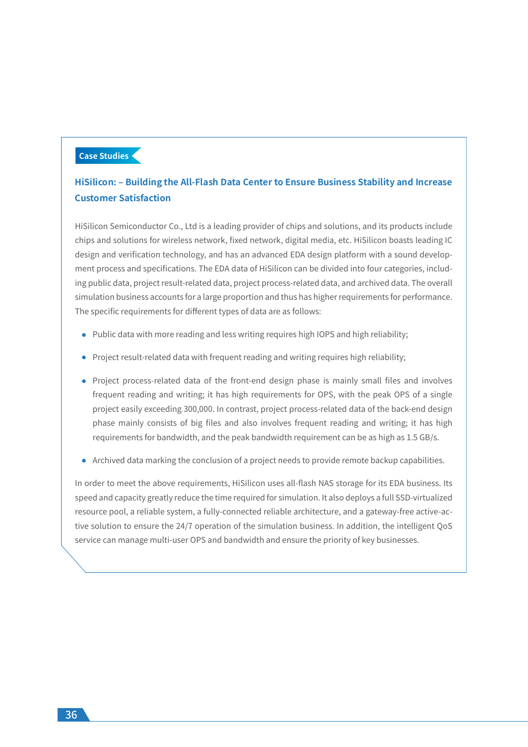**Case Studies**

## HiSilicon: – Building the All-Flash Data Center to Ensure Business Stability and Increase Customer Satisfaction

HiSilicon Semiconductor Co., Ltd is a leading provider of chips and solutions, and its products include chips and solutions for wireless network, fixed network, digital media, etc. HiSilicon boasts leading IC design and verification technology, and has an advanced EDA design platform with a sound development process and specifications. The EDA data of HiSilicon can be divided into four categories, including public data, project result-related data, project process-related data, and archived data. The overall simulation business accounts for a large proportion and thus has higher requirements for performance. The specific requirements for different types of data are as follows:

- Public data with more reading and less writing requires high IOPS and high reliability;
- Project result-related data with frequent reading and writing requires high reliability;
- Project process-related data of the front-end design phase is mainly small files and involves frequent reading and writing; it has high requirements for OPS, with the peak OPS of a single project easily exceeding 300,000. In contrast, project process-related data of the back-end design phase mainly consists of big files and also involves frequent reading and writing; it has high requirements for bandwidth, and the peak bandwidth requirement can be as high as 1.5 GB/s.
- Archived data marking the conclusion of a project needs to provide remote backup capabilities.

In order to meet the above requirements, HiSilicon uses all-flash NAS storage for its EDA business. Its speed and capacity greatly reduce the time required for simulation. It also deploys a full SSD-virtualized resource pool, a reliable system, a fully-connected reliable architecture, and a gateway-free active-active solution to ensure the 24/7 operation of the simulation business. In addition, the intelligent QoS service can manage multi-user OPS and bandwidth and ensure the priority of key businesses.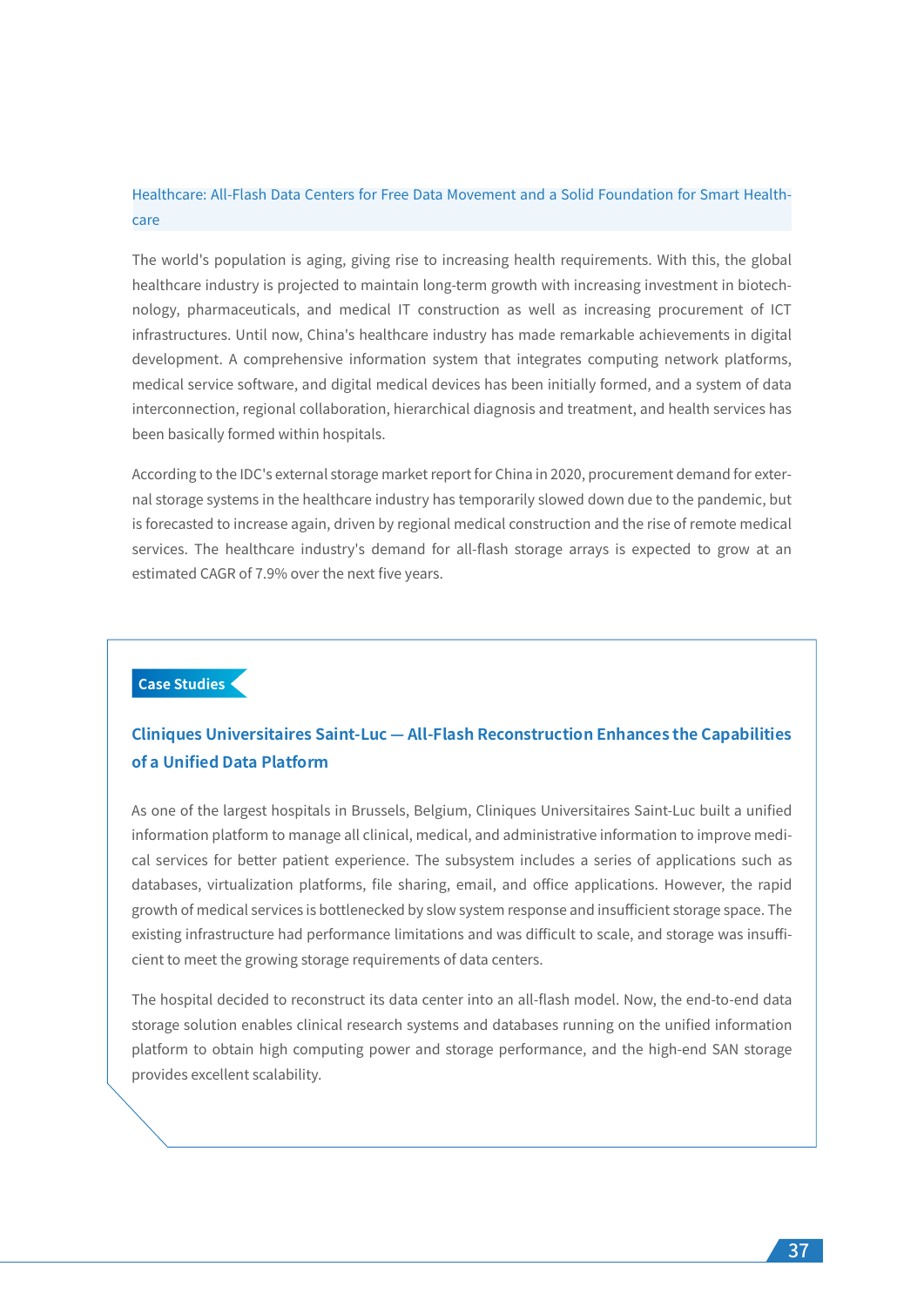## Healthcare: All-Flash Data Centers for Free Data Movement and a Solid Foundation for Smart Healthcare

The world's population is aging, giving rise to increasing health requirements. With this, the global healthcare industry is projected to maintain long-term growth with increasing investment in biotechnology, pharmaceuticals, and medical IT construction as well as increasing procurement of ICT infrastructures. Until now, China's healthcare industry has made remarkable achievements in digital development. A comprehensive information system that integrates computing network platforms, medical service software, and digital medical devices has been initially formed, and a system of data interconnection, regional collaboration, hierarchical diagnosis and treatment, and health services has been basically formed within hospitals.

According to the IDC's external storage market report for China in 2020, procurement demand for external storage systems in the healthcare industry has temporarily slowed down due to the pandemic, but is forecasted to increase again, driven by regional medical construction and the rise of remote medical services. The healthcare industry's demand for all-flash storage arrays is expected to grow at an estimated CAGR of 7.9% over the next five years.

**Case Studies**

### Cliniques Universitaires Saint-Luc — All-Flash Reconstruction Enhances the Capabilities of a Unified Data Platform

As one of the largest hospitals in Brussels, Belgium, Cliniques Universitaires Saint-Luc built a unified information platform to manage all clinical, medical, and administrative information to improve medical services for better patient experience. The subsystem includes a series of applications such as databases, virtualization platforms, file sharing, email, and office applications. However, the rapid growth of medical services is bottlenecked by slow system response and insufficient storage space. The existing infrastructure had performance limitations and was difficult to scale, and storage was insufficient to meet the growing storage requirements of data centers.

The hospital decided to reconstruct its data center into an all-flash model. Now, the end-to-end data storage solution enables clinical research systems and databases running on the unified information platform to obtain high computing power and storage performance, and the high-end SAN storage provides excellent scalability.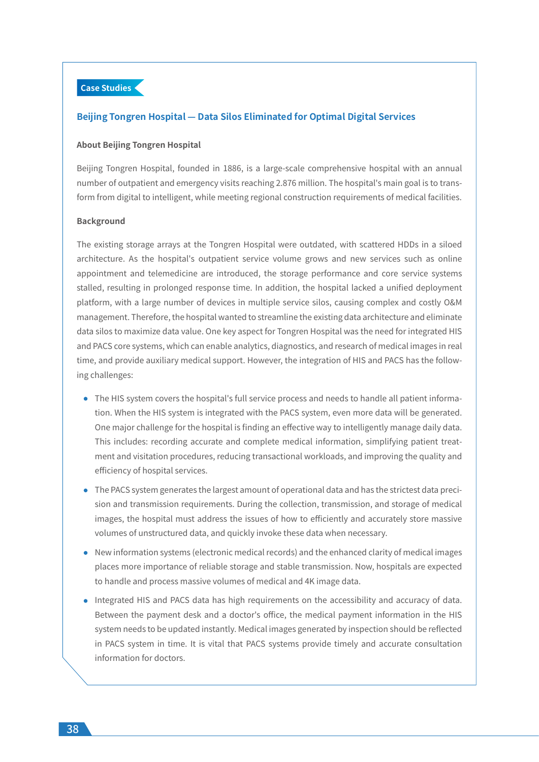Case Studies

## Beijing Tongren Hospital — Data Silos Eliminated for Optimal Digital Services

### About Beijing Tongren Hospital

Beijing Tongren Hospital, founded in 1886, is a large-scale comprehensive hospital with an annual number of outpatient and emergency visits reaching 2.876 million. The hospital's main goal is to transform from digital to intelligent, while meeting regional construction requirements of medical facilities.

### Background

The existing storage arrays at the Tongren Hospital were outdated, with scattered HDDs in a siloed architecture. As the hospital's outpatient service volume grows and new services such as online appointment and telemedicine are introduced, the storage performance and core service systems stalled, resulting in prolonged response time. In addition, the hospital lacked a unified deployment platform, with a large number of devices in multiple service silos, causing complex and costly O&M management. Therefore, the hospital wanted to streamline the existing data architecture and eliminate data silos to maximize data value. One key aspect for Tongren Hospital was the need for integrated HIS and PACS core systems, which can enable analytics, diagnostics, and research of medical images in real time, and provide auxiliary medical support. However, the integration of HIS and PACS has the following challenges:

- The HIS system covers the hospital's full service process and needs to handle all patient information. When the HIS system is integrated with the PACS system, even more data will be generated. One major challenge for the hospital is finding an effective way to intelligently manage daily data. This includes: recording accurate and complete medical information, simplifying patient treatment and visitation procedures, reducing transactional workloads, and improving the quality and efficiency of hospital services.
- The PACS system generates the largest amount of operational data and has the strictest data precision and transmission requirements. During the collection, transmission, and storage of medical images, the hospital must address the issues of how to efficiently and accurately store massive volumes of unstructured data, and quickly invoke these data when necessary.
- New information systems (electronic medical records) and the enhanced clarity of medical images places more importance of reliable storage and stable transmission. Now, hospitals are expected to handle and process massive volumes of medical and 4K image data.
- Integrated HIS and PACS data has high requirements on the accessibility and accuracy of data. Between the payment desk and a doctor's office, the medical payment information in the HIS system needs to be updated instantly. Medical images generated by inspection should be reflected in PACS system in time. It is vital that PACS systems provide timely and accurate consultation information for doctors.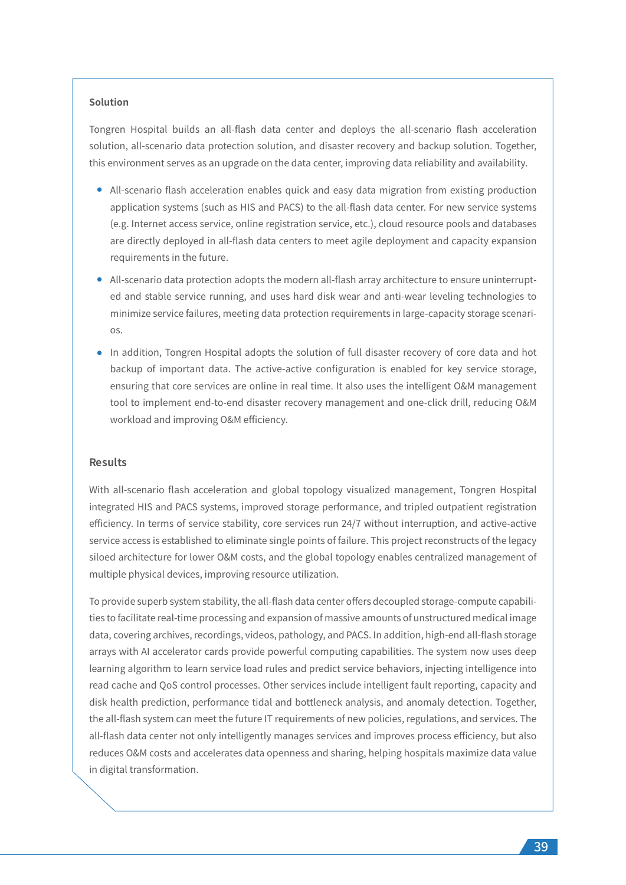**Solution**

Tongren Hospital builds an all-flash data center and deploys the all-scenario flash acceleration solution, all-scenario data protection solution, and disaster recovery and backup solution. Together, this environment serves as an upgrade on the data center, improving data reliability and availability.

- All-scenario flash acceleration enables quick and easy data migration from existing production application systems (such as HIS and PACS) to the all-flash data center. For new service systems (e.g. Internet access service, online registration service, etc.), cloud resource pools and databases are directly deployed in all-flash data centers to meet agile deployment and capacity expansion requirements in the future.
- All-scenario data protection adopts the modern all-flash array architecture to ensure uninterrupted and stable service running, and uses hard disk wear and anti-wear leveling technologies to minimize service failures, meeting data protection requirements in large-capacity storage scenarios.
- In addition, Tongren Hospital adopts the solution of full disaster recovery of core data and hot backup of important data. The active-active configuration is enabled for key service storage, ensuring that core services are online in real time. It also uses the intelligent O&M management tool to implement end-to-end disaster recovery management and one-click drill, reducing O&M workload and improving O&M efficiency.

**Results**

With all-scenario flash acceleration and global topology visualized management, Tongren Hospital integrated HIS and PACS systems, improved storage performance, and tripled outpatient registration efficiency. In terms of service stability, core services run 24/7 without interruption, and active-active service access is established to eliminate single points of failure. This project reconstructs of the legacy siloed architecture for lower O&M costs, and the global topology enables centralized management of multiple physical devices, improving resource utilization.

To provide superb system stability, the all-flash data center offers decoupled storage-compute capabilities to facilitate real-time processing and expansion of massive amounts of unstructured medical image data, covering archives, recordings, videos, pathology, and PACS. In addition, high-end all-flash storage arrays with AI accelerator cards provide powerful computing capabilities. The system now uses deep learning algorithm to learn service load rules and predict service behaviors, injecting intelligence into read cache and QoS control processes. Other services include intelligent fault reporting, capacity and disk health prediction, performance tidal and bottleneck analysis, and anomaly detection. Together, the all-flash system can meet the future IT requirements of new policies, regulations, and services. The all-flash data center not only intelligently manages services and improves process efficiency, but also reduces O&M costs and accelerates data openness and sharing, helping hospitals maximize data value in digital transformation.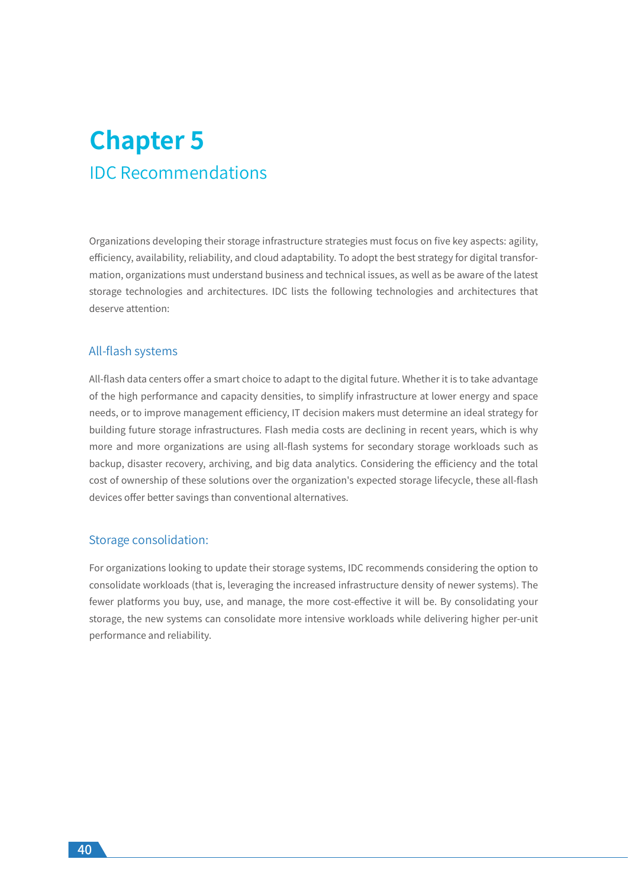# Chapter 5

## IDC Recommendations

Organizations developing their storage infrastructure strategies must focus on five key aspects: agility, efficiency, availability, reliability, and cloud adaptability. To adopt the best strategy for digital transformation, organizations must understand business and technical issues, as well as be aware of the latest storage technologies and architectures. IDC lists the following technologies and architectures that deserve attention:

### All-flash systems

All-flash data centers offer a smart choice to adapt to the digital future. Whether it is to take advantage of the high performance and capacity densities, to simplify infrastructure at lower energy and space needs, or to improve management efficiency, IT decision makers must determine an ideal strategy for building future storage infrastructures. Flash media costs are declining in recent years, which is why more and more organizations are using all-flash systems for secondary storage workloads such as backup, disaster recovery, archiving, and big data analytics. Considering the efficiency and the total cost of ownership of these solutions over the organization's expected storage lifecycle, these all-flash devices offer better savings than conventional alternatives.

### Storage consolidation:

For organizations looking to update their storage systems, IDC recommends considering the option to consolidate workloads (that is, leveraging the increased infrastructure density of newer systems). The fewer platforms you buy, use, and manage, the more cost-effective it will be. By consolidating your storage, the new systems can consolidate more intensive workloads while delivering higher per-unit performance and reliability.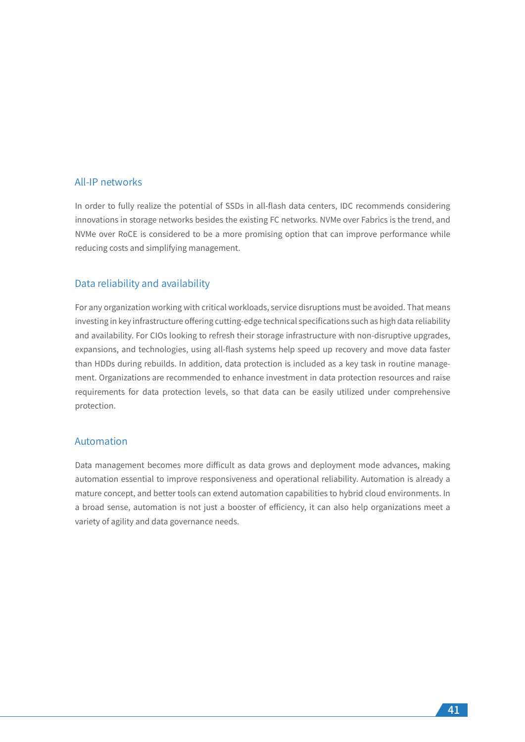## All-IP networks

In order to fully realize the potential of SSDs in all-flash data centers, IDC recommends considering innovations in storage networks besides the existing FC networks. NVMe over Fabrics is the trend, and NVMe over RoCE is considered to be a more promising option that can improve performance while reducing costs and simplifying management.

## Data reliability and availability

For any organization working with critical workloads, service disruptions must be avoided. That means investing in key infrastructure offering cutting-edge technical specifications such as high data reliability and availability. For CIOs looking to refresh their storage infrastructure with non-disruptive upgrades, expansions, and technologies, using all-flash systems help speed up recovery and move data faster than HDDs during rebuilds. In addition, data protection is included as a key task in routine management. Organizations are recommended to enhance investment in data protection resources and raise requirements for data protection levels, so that data can be easily utilized under comprehensive protection.

## Automation

Data management becomes more difficult as data grows and deployment mode advances, making automation essential to improve responsiveness and operational reliability. Automation is already a mature concept, and better tools can extend automation capabilities to hybrid cloud environments. In a broad sense, automation is not just a booster of efficiency, it can also help organizations meet a variety of agility and data governance needs.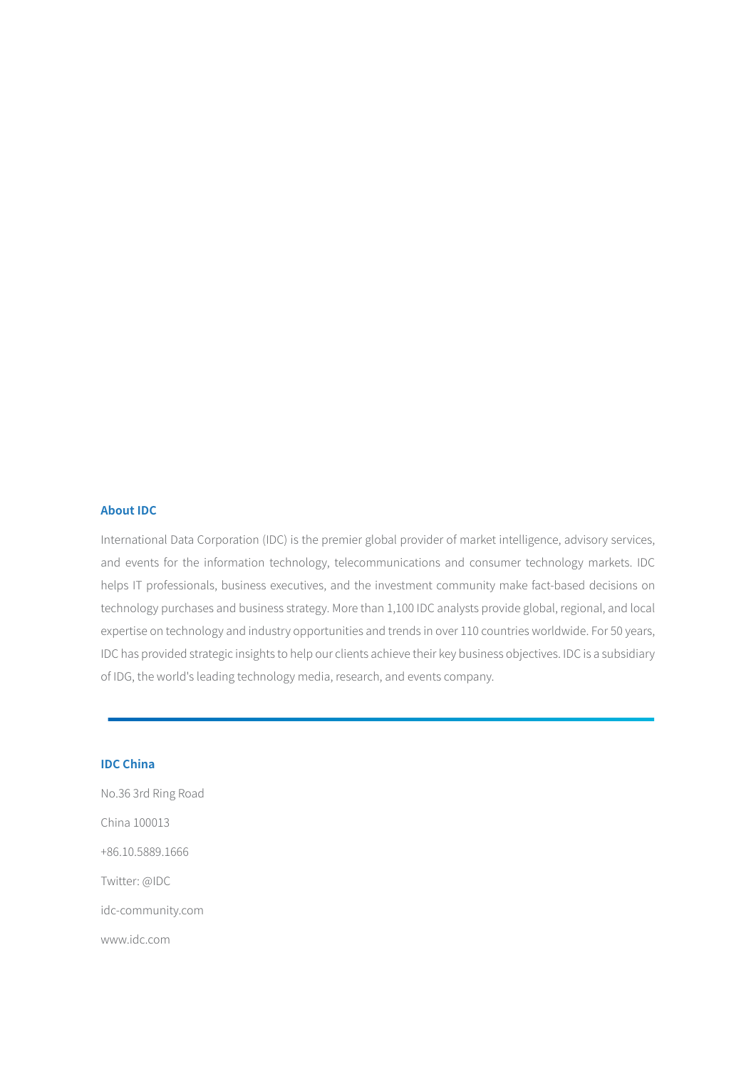## About IDC

International Data Corporation (IDC) is the premier global provider of market intelligence, advisory services, and events for the information technology, telecommunications and consumer technology markets. IDC helps IT professionals, business executives, and the investment community make fact-based decisions on technology purchases and business strategy. More than 1,100 IDC analysts provide global, regional, and local expertise on technology and industry opportunities and trends in over 110 countries worldwide. For 50 years, IDC has provided strategic insights to help our clients achieve their key business objectives. IDC is a subsidiary of IDG, the world's leading technology media, research, and events company.

---

## IDC China

No.36 3rd Ring Road

China 100013

+86.10.5889.1666

Twitter: @IDC

idc-community.com

www.idc.com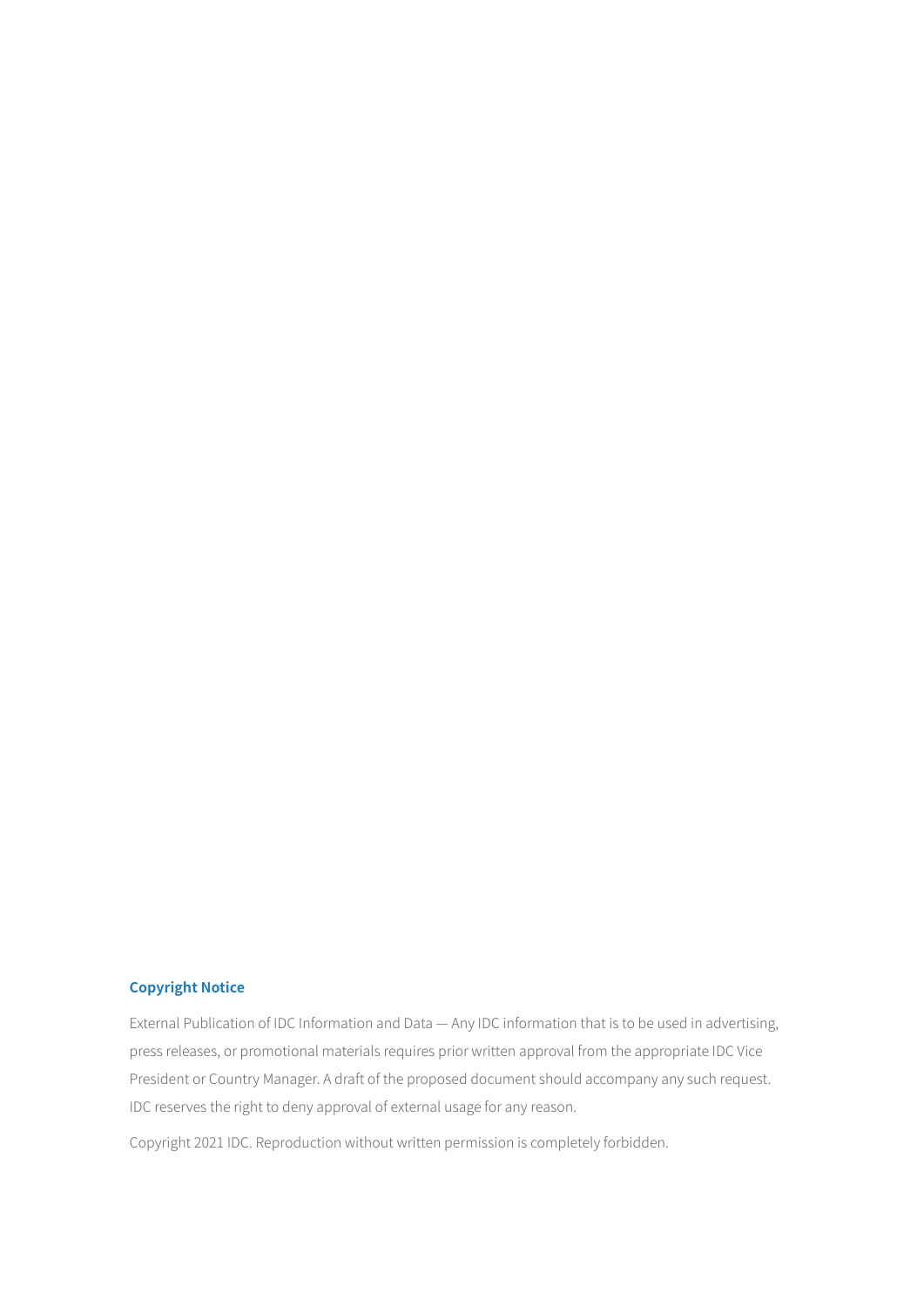**Copyright Notice**

External Publication of IDC Information and Data — Any IDC information that is to be used in advertising, press releases, or promotional materials requires prior written approval from the appropriate IDC Vice President or Country Manager. A draft of the proposed document should accompany any such request. IDC reserves the right to deny approval of external usage for any reason.

Copyright 2021 IDC. Reproduction without written permission is completely forbidden.